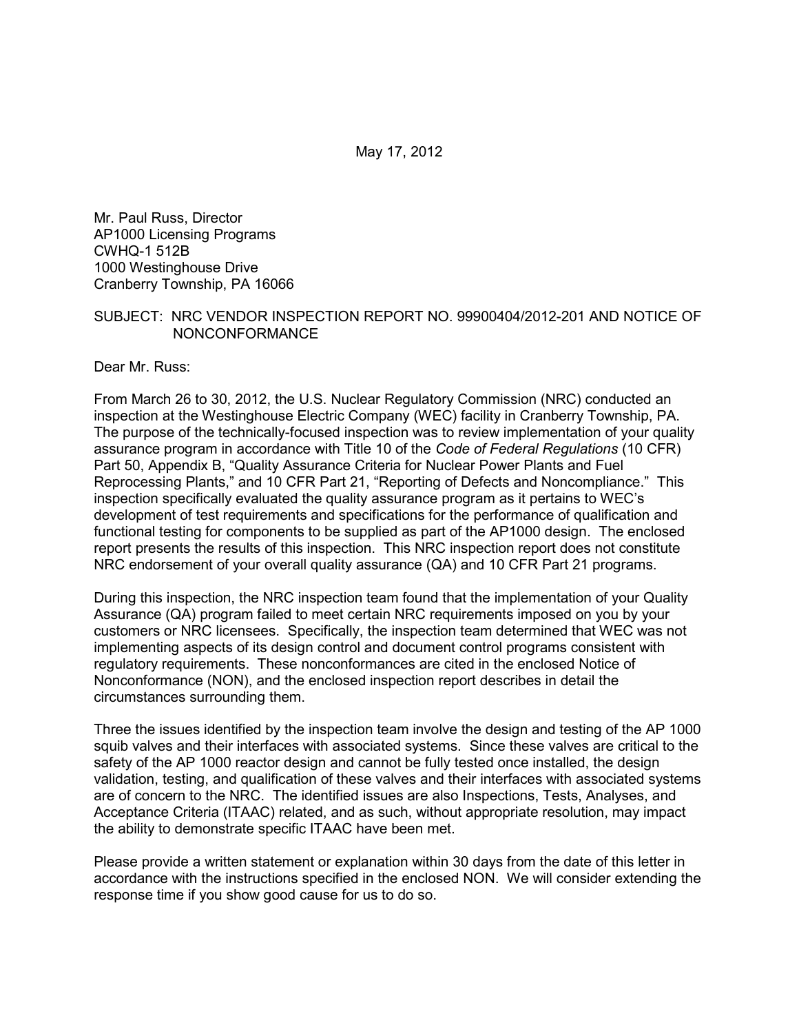May 17, 2012

Mr. Paul Russ, Director
AP1000 Licensing Programs
CWHQ-1 512B
1000 Westinghouse Drive
Cranberry Township, PA 16066

SUBJECT: NRC VENDOR INSPECTION REPORT NO. 99900404/2012-201 AND NOTICE OF NONCONFORMANCE

Dear Mr. Russ:

From March 26 to 30, 2012, the U.S. Nuclear Regulatory Commission (NRC) conducted an inspection at the Westinghouse Electric Company (WEC) facility in Cranberry Township, PA. The purpose of the technically-focused inspection was to review implementation of your quality assurance program in accordance with Title 10 of the *Code of Federal Regulations* (10 CFR) Part 50, Appendix B, "Quality Assurance Criteria for Nuclear Power Plants and Fuel Reprocessing Plants," and 10 CFR Part 21, "Reporting of Defects and Noncompliance." This inspection specifically evaluated the quality assurance program as it pertains to WEC's development of test requirements and specifications for the performance of qualification and functional testing for components to be supplied as part of the AP1000 design. The enclosed report presents the results of this inspection. This NRC inspection report does not constitute NRC endorsement of your overall quality assurance (QA) and 10 CFR Part 21 programs.

During this inspection, the NRC inspection team found that the implementation of your Quality Assurance (QA) program failed to meet certain NRC requirements imposed on you by your customers or NRC licensees. Specifically, the inspection team determined that WEC was not implementing aspects of its design control and document control programs consistent with regulatory requirements. These nonconformances are cited in the enclosed Notice of Nonconformance (NON), and the enclosed inspection report describes in detail the circumstances surrounding them.

Three the issues identified by the inspection team involve the design and testing of the AP 1000 squib valves and their interfaces with associated systems. Since these valves are critical to the safety of the AP 1000 reactor design and cannot be fully tested once installed, the design validation, testing, and qualification of these valves and their interfaces with associated systems are of concern to the NRC. The identified issues are also Inspections, Tests, Analyses, and Acceptance Criteria (ITAAC) related, and as such, without appropriate resolution, may impact the ability to demonstrate specific ITAAC have been met.

Please provide a written statement or explanation within 30 days from the date of this letter in accordance with the instructions specified in the enclosed NON. We will consider extending the response time if you show good cause for us to do so.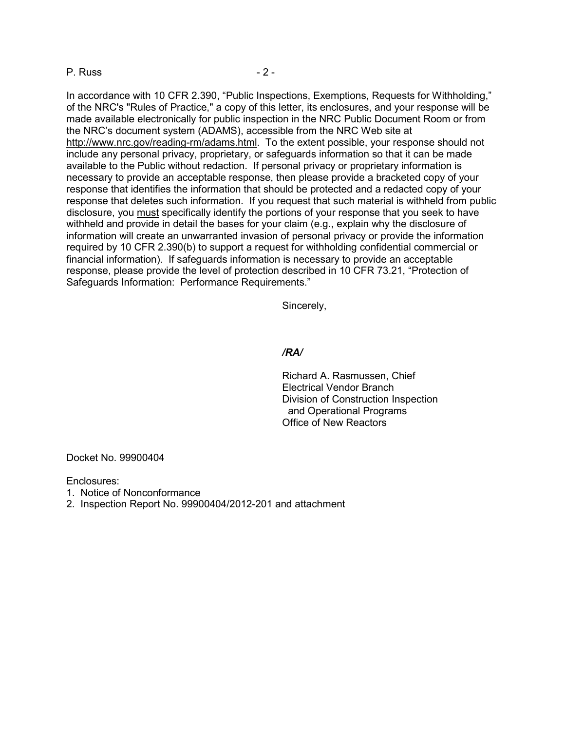In accordance with 10 CFR 2.390, "Public Inspections, Exemptions, Requests for Withholding," of the NRC's "Rules of Practice," a copy of this letter, its enclosures, and your response will be made available electronically for public inspection in the NRC Public Document Room or from the NRC's document system (ADAMS), accessible from the NRC Web site at http://www.nrc.gov/reading-rm/adams.html. To the extent possible, your response should not include any personal privacy, proprietary, or safeguards information so that it can be made available to the Public without redaction. If personal privacy or proprietary information is necessary to provide an acceptable response, then please provide a bracketed copy of your response that identifies the information that should be protected and a redacted copy of your response that deletes such information. If you request that such material is withheld from public disclosure, you must specifically identify the portions of your response that you seek to have withheld and provide in detail the bases for your claim (e.g., explain why the disclosure of information will create an unwarranted invasion of personal privacy or provide the information required by 10 CFR 2.390(b) to support a request for withholding confidential commercial or financial information). If safeguards information is necessary to provide an acceptable response, please provide the level of protection described in 10 CFR 73.21, "Protection of Safeguards Information: Performance Requirements."

Sincerely,

*/RA/*

Richard A. Rasmussen, Chief
Electrical Vendor Branch
Division of Construction Inspection
and Operational Programs
Office of New Reactors

Docket No. 99900404

Enclosures:
1. Notice of Nonconformance
2. Inspection Report No. 99900404/2012-201 and attachment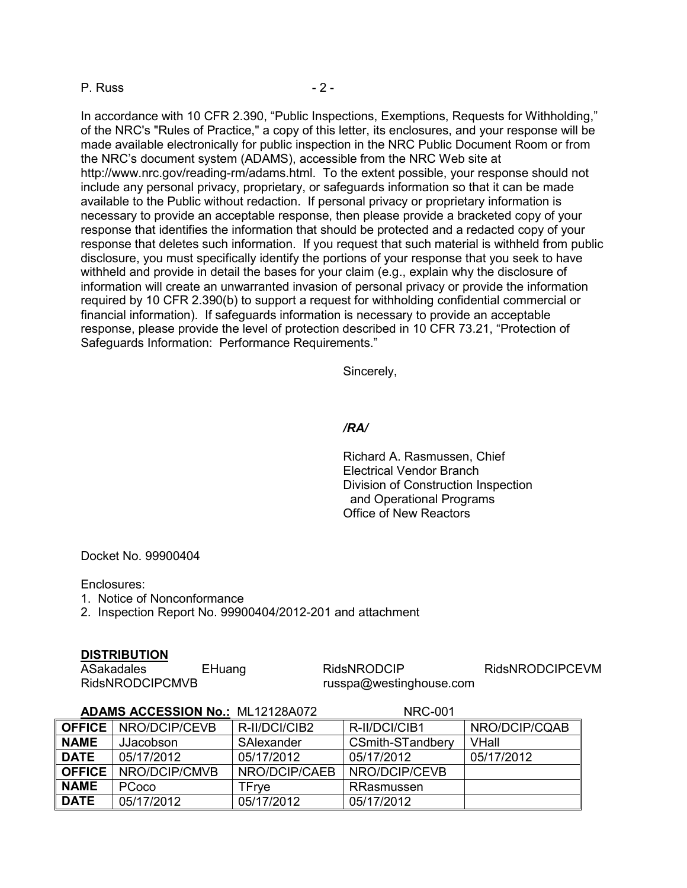In accordance with 10 CFR 2.390, "Public Inspections, Exemptions, Requests for Withholding," of the NRC's "Rules of Practice," a copy of this letter, its enclosures, and your response will be made available electronically for public inspection in the NRC Public Document Room or from the NRC's document system (ADAMS), accessible from the NRC Web site at http://www.nrc.gov/reading-rm/adams.html. To the extent possible, your response should not include any personal privacy, proprietary, or safeguards information so that it can be made available to the Public without redaction. If personal privacy or proprietary information is necessary to provide an acceptable response, then please provide a bracketed copy of your response that identifies the information that should be protected and a redacted copy of your response that deletes such information. If you request that such material is withheld from public disclosure, you must specifically identify the portions of your response that you seek to have withheld and provide in detail the bases for your claim (e.g., explain why the disclosure of information will create an unwarranted invasion of personal privacy or provide the information required by 10 CFR 2.390(b) to support a request for withholding confidential commercial or financial information). If safeguards information is necessary to provide an acceptable response, please provide the level of protection described in 10 CFR 73.21, "Protection of Safeguards Information: Performance Requirements."

Sincerely,

*/RA/*

Richard A. Rasmussen, Chief
Electrical Vendor Branch
Division of Construction Inspection
and Operational Programs
Office of New Reactors

Docket No. 99900404

Enclosures:
1. Notice of Nonconformance
2. Inspection Report No. 99900404/2012-201 and attachment

**DISTRIBUTION**
ASakadales EHuang RidsNRODCIP RidsNRODCIPCEVM
RidsNRODCIPCMVB russpa@westinghouse.com

**ADAMS ACCESSION No.:** ML12128A072 NRC-001

| **OFFICE** | NRO/DCIP/CEVB | R-II/DCI/CIB2 | R-II/DCI/CIB1 | NRO/DCIP/CQAB |
|---|---|---|---|---|
| **NAME** | JJacobson | SAlexander | CSmith-STandbery | VHall |
| **DATE** | 05/17/2012 | 05/17/2012 | 05/17/2012 | 05/17/2012 |
| **OFFICE** | NRO/DCIP/CMVB | NRO/DCIP/CAEB | NRO/DCIP/CEVB | |
| **NAME** | PCoco | TFrye | RRasmussen | |
| **DATE** | 05/17/2012 | 05/17/2012 | 05/17/2012 | |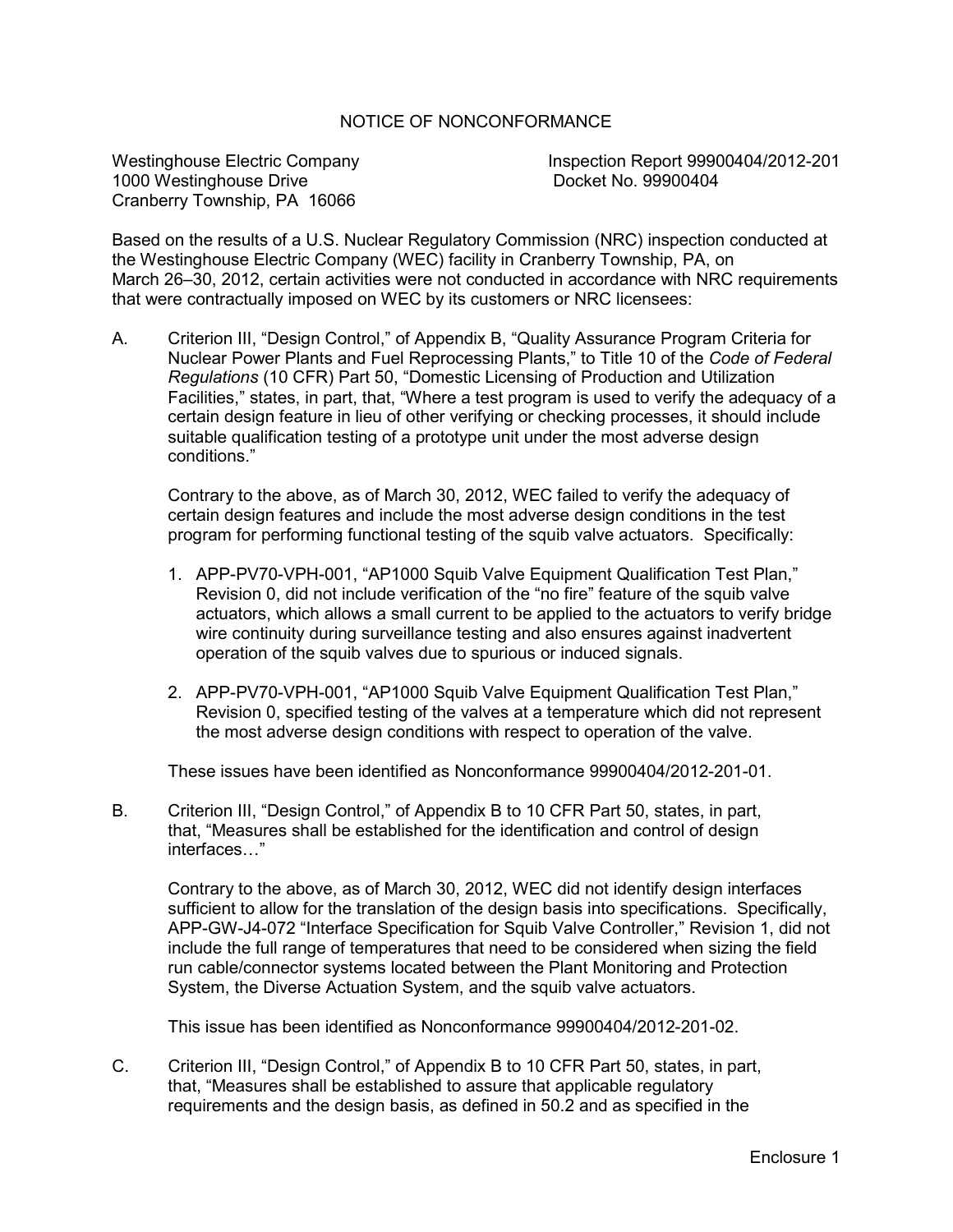# NOTICE OF NONCONFORMANCE

Westinghouse Electric Company
1000 Westinghouse Drive
Cranberry Township, PA 16066

Inspection Report 99900404/2012-201
Docket No. 99900404

Based on the results of a U.S. Nuclear Regulatory Commission (NRC) inspection conducted at the Westinghouse Electric Company (WEC) facility in Cranberry Township, PA, on March 26–30, 2012, certain activities were not conducted in accordance with NRC requirements that were contractually imposed on WEC by its customers or NRC licensees:

A. Criterion III, "Design Control," of Appendix B, "Quality Assurance Program Criteria for Nuclear Power Plants and Fuel Reprocessing Plants," to Title 10 of the *Code of Federal Regulations* (10 CFR) Part 50, "Domestic Licensing of Production and Utilization Facilities," states, in part, that, "Where a test program is used to verify the adequacy of a certain design feature in lieu of other verifying or checking processes, it should include suitable qualification testing of a prototype unit under the most adverse design conditions."

   Contrary to the above, as of March 30, 2012, WEC failed to verify the adequacy of certain design features and include the most adverse design conditions in the test program for performing functional testing of the squib valve actuators. Specifically:

   1. APP-PV70-VPH-001, "AP1000 Squib Valve Equipment Qualification Test Plan," Revision 0, did not include verification of the "no fire" feature of the squib valve actuators, which allows a small current to be applied to the actuators to verify bridge wire continuity during surveillance testing and also ensures against inadvertent operation of the squib valves due to spurious or induced signals.

   2. APP-PV70-VPH-001, "AP1000 Squib Valve Equipment Qualification Test Plan," Revision 0, specified testing of the valves at a temperature which did not represent the most adverse design conditions with respect to operation of the valve.

   These issues have been identified as Nonconformance 99900404/2012-201-01.

B. Criterion III, "Design Control," of Appendix B to 10 CFR Part 50, states, in part, that, "Measures shall be established for the identification and control of design interfaces…"

   Contrary to the above, as of March 30, 2012, WEC did not identify design interfaces sufficient to allow for the translation of the design basis into specifications. Specifically, APP-GW-J4-072 "Interface Specification for Squib Valve Controller," Revision 1, did not include the full range of temperatures that need to be considered when sizing the field run cable/connector systems located between the Plant Monitoring and Protection System, the Diverse Actuation System, and the squib valve actuators.

   This issue has been identified as Nonconformance 99900404/2012-201-02.

C. Criterion III, "Design Control," of Appendix B to 10 CFR Part 50, states, in part, that, "Measures shall be established to assure that applicable regulatory requirements and the design basis, as defined in 50.2 and as specified in the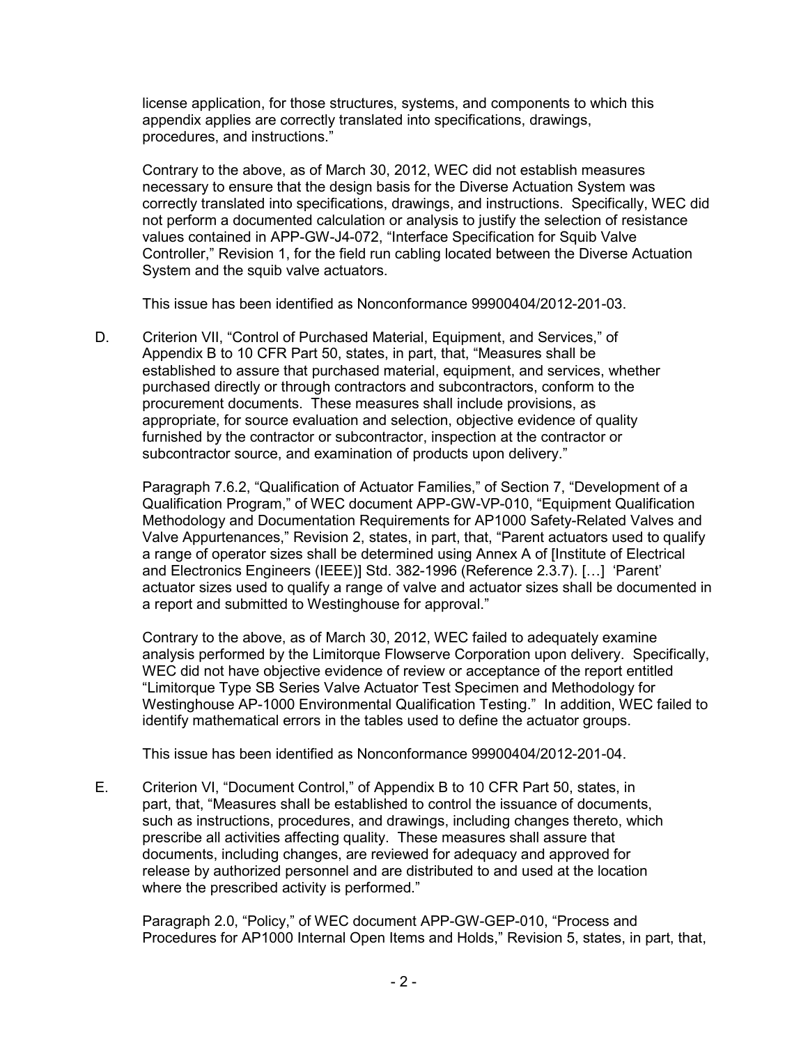license application, for those structures, systems, and components to which this appendix applies are correctly translated into specifications, drawings, procedures, and instructions."

Contrary to the above, as of March 30, 2012, WEC did not establish measures necessary to ensure that the design basis for the Diverse Actuation System was correctly translated into specifications, drawings, and instructions. Specifically, WEC did not perform a documented calculation or analysis to justify the selection of resistance values contained in APP-GW-J4-072, "Interface Specification for Squib Valve Controller," Revision 1, for the field run cabling located between the Diverse Actuation System and the squib valve actuators.

This issue has been identified as Nonconformance 99900404/2012-201-03.

D. Criterion VII, "Control of Purchased Material, Equipment, and Services," of Appendix B to 10 CFR Part 50, states, in part, that, "Measures shall be established to assure that purchased material, equipment, and services, whether purchased directly or through contractors and subcontractors, conform to the procurement documents. These measures shall include provisions, as appropriate, for source evaluation and selection, objective evidence of quality furnished by the contractor or subcontractor, inspection at the contractor or subcontractor source, and examination of products upon delivery."

Paragraph 7.6.2, "Qualification of Actuator Families," of Section 7, "Development of a Qualification Program," of WEC document APP-GW-VP-010, "Equipment Qualification Methodology and Documentation Requirements for AP1000 Safety-Related Valves and Valve Appurtenances," Revision 2, states, in part, that, "Parent actuators used to qualify a range of operator sizes shall be determined using Annex A of [Institute of Electrical and Electronics Engineers (IEEE)] Std. 382-1996 (Reference 2.3.7). […] 'Parent' actuator sizes used to qualify a range of valve and actuator sizes shall be documented in a report and submitted to Westinghouse for approval."

Contrary to the above, as of March 30, 2012, WEC failed to adequately examine analysis performed by the Limitorque Flowserve Corporation upon delivery. Specifically, WEC did not have objective evidence of review or acceptance of the report entitled "Limitorque Type SB Series Valve Actuator Test Specimen and Methodology for Westinghouse AP-1000 Environmental Qualification Testing." In addition, WEC failed to identify mathematical errors in the tables used to define the actuator groups.

This issue has been identified as Nonconformance 99900404/2012-201-04.

E. Criterion VI, "Document Control," of Appendix B to 10 CFR Part 50, states, in part, that, "Measures shall be established to control the issuance of documents, such as instructions, procedures, and drawings, including changes thereto, which prescribe all activities affecting quality. These measures shall assure that documents, including changes, are reviewed for adequacy and approved for release by authorized personnel and are distributed to and used at the location where the prescribed activity is performed."

Paragraph 2.0, "Policy," of WEC document APP-GW-GEP-010, "Process and Procedures for AP1000 Internal Open Items and Holds," Revision 5, states, in part, that,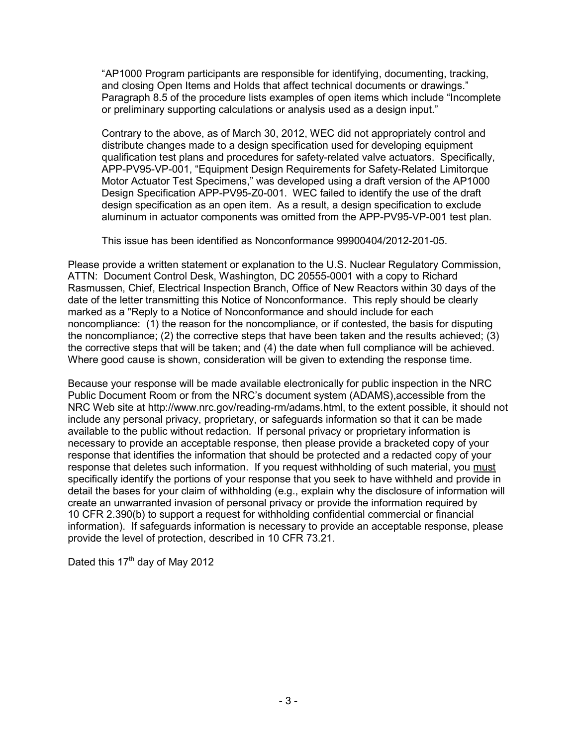"AP1000 Program participants are responsible for identifying, documenting, tracking, and closing Open Items and Holds that affect technical documents or drawings." Paragraph 8.5 of the procedure lists examples of open items which include "Incomplete or preliminary supporting calculations or analysis used as a design input."

Contrary to the above, as of March 30, 2012, WEC did not appropriately control and distribute changes made to a design specification used for developing equipment qualification test plans and procedures for safety-related valve actuators. Specifically, APP-PV95-VP-001, "Equipment Design Requirements for Safety-Related Limitorque Motor Actuator Test Specimens," was developed using a draft version of the AP1000 Design Specification APP-PV95-Z0-001. WEC failed to identify the use of the draft design specification as an open item. As a result, a design specification to exclude aluminum in actuator components was omitted from the APP-PV95-VP-001 test plan.

This issue has been identified as Nonconformance 99900404/2012-201-05.

Please provide a written statement or explanation to the U.S. Nuclear Regulatory Commission, ATTN: Document Control Desk, Washington, DC 20555-0001 with a copy to Richard Rasmussen, Chief, Electrical Inspection Branch, Office of New Reactors within 30 days of the date of the letter transmitting this Notice of Nonconformance. This reply should be clearly marked as a "Reply to a Notice of Nonconformance and should include for each noncompliance: (1) the reason for the noncompliance, or if contested, the basis for disputing the noncompliance; (2) the corrective steps that have been taken and the results achieved; (3) the corrective steps that will be taken; and (4) the date when full compliance will be achieved. Where good cause is shown, consideration will be given to extending the response time.

Because your response will be made available electronically for public inspection in the NRC Public Document Room or from the NRC's document system (ADAMS),accessible from the NRC Web site at http://www.nrc.gov/reading-rm/adams.html, to the extent possible, it should not include any personal privacy, proprietary, or safeguards information so that it can be made available to the public without redaction. If personal privacy or proprietary information is necessary to provide an acceptable response, then please provide a bracketed copy of your response that identifies the information that should be protected and a redacted copy of your response that deletes such information. If you request withholding of such material, you <u>must</u> specifically identify the portions of your response that you seek to have withheld and provide in detail the bases for your claim of withholding (e.g., explain why the disclosure of information will create an unwarranted invasion of personal privacy or provide the information required by 10 CFR 2.390(b) to support a request for withholding confidential commercial or financial information). If safeguards information is necessary to provide an acceptable response, please provide the level of protection, described in 10 CFR 73.21.

Dated this 17th day of May 2012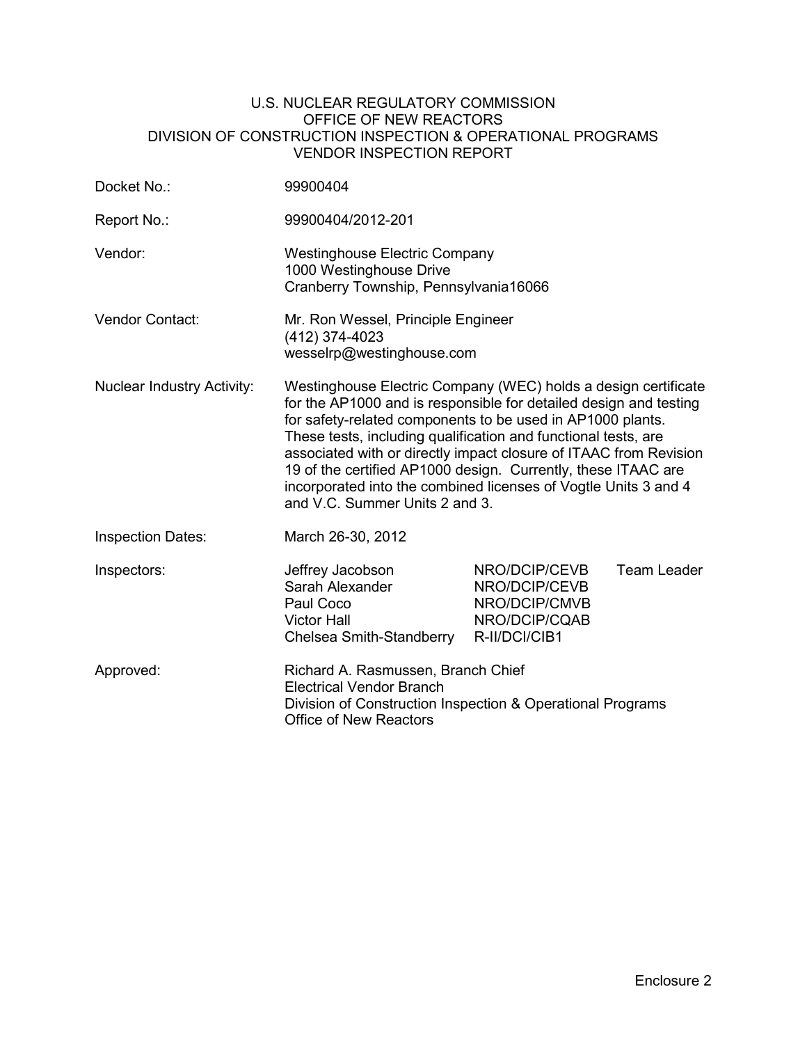U.S. NUCLEAR REGULATORY COMMISSION
OFFICE OF NEW REACTORS
DIVISION OF CONSTRUCTION INSPECTION & OPERATIONAL PROGRAMS
VENDOR INSPECTION REPORT

| | | | |
|---|---|---|---|
| Docket No.: | 99900404 | | |
| Report No.: | 99900404/2012-201 | | |
| Vendor: | Westinghouse Electric Company<br>1000 Westinghouse Drive<br>Cranberry Township, Pennsylvania16066 | | |
| Vendor Contact: | Mr. Ron Wessel, Principle Engineer<br>(412) 374-4023<br>wesselrp@westinghouse.com | | |
| Nuclear Industry Activity: | Westinghouse Electric Company (WEC) holds a design certificate for the AP1000 and is responsible for detailed design and testing for safety-related components to be used in AP1000 plants. These tests, including qualification and functional tests, are associated with or directly impact closure of ITAAC from Revision 19 of the certified AP1000 design. Currently, these ITAAC are incorporated into the combined licenses of Vogtle Units 3 and 4 and V.C. Summer Units 2 and 3. | | |
| Inspection Dates: | March 26-30, 2012 | | |
| Inspectors: | Jeffrey Jacobson | NRO/DCIP/CEVB | Team Leader |
| | Sarah Alexander | NRO/DCIP/CEVB | |
| | Paul Coco | NRO/DCIP/CMVB | |
| | Victor Hall | NRO/DCIP/CQAB | |
| | Chelsea Smith-Standberry | R-II/DCI/CIB1 | |
| Approved: | Richard A. Rasmussen, Branch Chief<br>Electrical Vendor Branch<br>Division of Construction Inspection & Operational Programs<br>Office of New Reactors | | |

Enclosure 2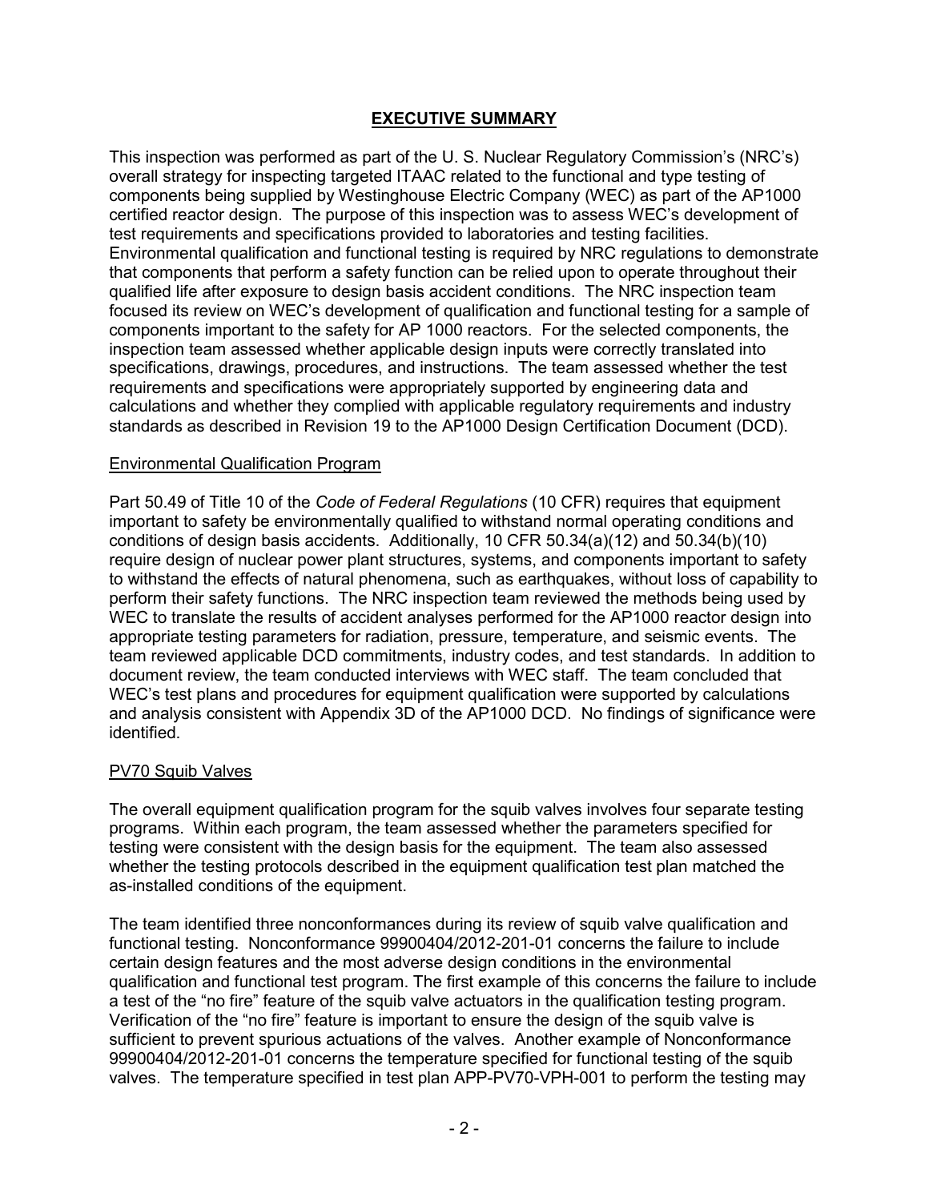## EXECUTIVE SUMMARY

This inspection was performed as part of the U. S. Nuclear Regulatory Commission's (NRC's) overall strategy for inspecting targeted ITAAC related to the functional and type testing of components being supplied by Westinghouse Electric Company (WEC) as part of the AP1000 certified reactor design. The purpose of this inspection was to assess WEC's development of test requirements and specifications provided to laboratories and testing facilities. Environmental qualification and functional testing is required by NRC regulations to demonstrate that components that perform a safety function can be relied upon to operate throughout their qualified life after exposure to design basis accident conditions. The NRC inspection team focused its review on WEC's development of qualification and functional testing for a sample of components important to the safety for AP 1000 reactors. For the selected components, the inspection team assessed whether applicable design inputs were correctly translated into specifications, drawings, procedures, and instructions. The team assessed whether the test requirements and specifications were appropriately supported by engineering data and calculations and whether they complied with applicable regulatory requirements and industry standards as described in Revision 19 to the AP1000 Design Certification Document (DCD).

### Environmental Qualification Program

Part 50.49 of Title 10 of the *Code of Federal Regulations* (10 CFR) requires that equipment important to safety be environmentally qualified to withstand normal operating conditions and conditions of design basis accidents. Additionally, 10 CFR 50.34(a)(12) and 50.34(b)(10) require design of nuclear power plant structures, systems, and components important to safety to withstand the effects of natural phenomena, such as earthquakes, without loss of capability to perform their safety functions. The NRC inspection team reviewed the methods being used by WEC to translate the results of accident analyses performed for the AP1000 reactor design into appropriate testing parameters for radiation, pressure, temperature, and seismic events. The team reviewed applicable DCD commitments, industry codes, and test standards. In addition to document review, the team conducted interviews with WEC staff. The team concluded that WEC's test plans and procedures for equipment qualification were supported by calculations and analysis consistent with Appendix 3D of the AP1000 DCD. No findings of significance were identified.

### PV70 Squib Valves

The overall equipment qualification program for the squib valves involves four separate testing programs. Within each program, the team assessed whether the parameters specified for testing were consistent with the design basis for the equipment. The team also assessed whether the testing protocols described in the equipment qualification test plan matched the as-installed conditions of the equipment.

The team identified three nonconformances during its review of squib valve qualification and functional testing. Nonconformance 99900404/2012-201-01 concerns the failure to include certain design features and the most adverse design conditions in the environmental qualification and functional test program. The first example of this concerns the failure to include a test of the "no fire" feature of the squib valve actuators in the qualification testing program. Verification of the "no fire" feature is important to ensure the design of the squib valve is sufficient to prevent spurious actuations of the valves. Another example of Nonconformance 99900404/2012-201-01 concerns the temperature specified for functional testing of the squib valves. The temperature specified in test plan APP-PV70-VPH-001 to perform the testing may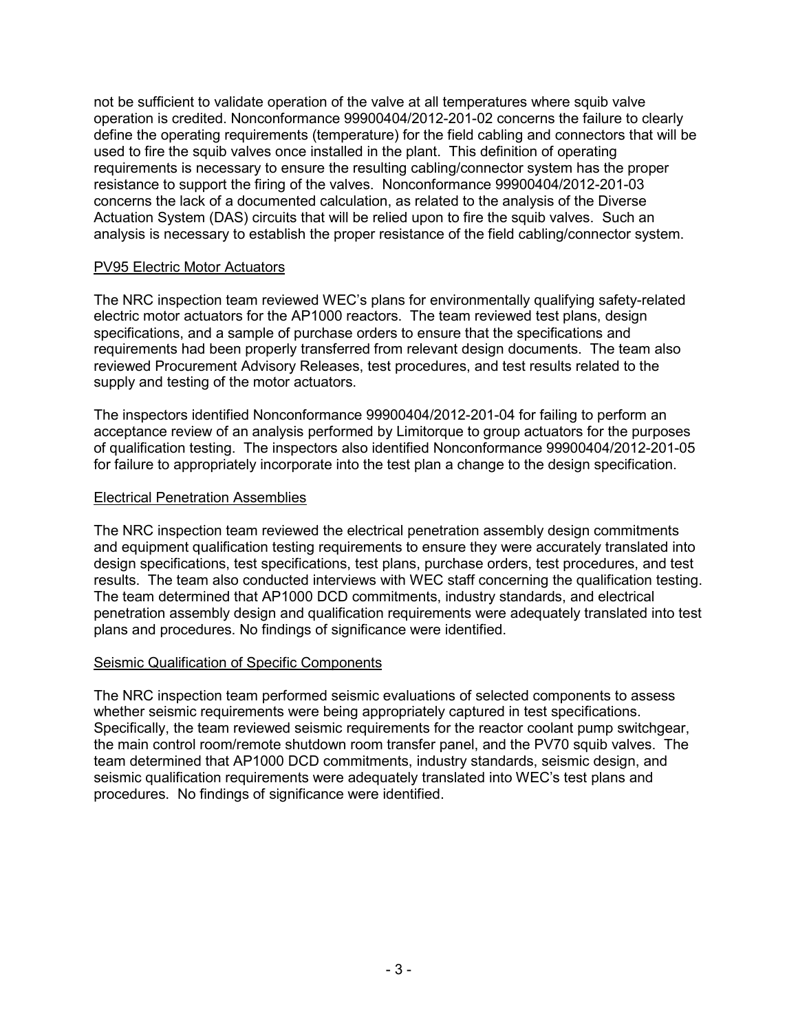not be sufficient to validate operation of the valve at all temperatures where squib valve operation is credited. Nonconformance 99900404/2012-201-02 concerns the failure to clearly define the operating requirements (temperature) for the field cabling and connectors that will be used to fire the squib valves once installed in the plant. This definition of operating requirements is necessary to ensure the resulting cabling/connector system has the proper resistance to support the firing of the valves. Nonconformance 99900404/2012-201-03 concerns the lack of a documented calculation, as related to the analysis of the Diverse Actuation System (DAS) circuits that will be relied upon to fire the squib valves. Such an analysis is necessary to establish the proper resistance of the field cabling/connector system.

PV95 Electric Motor Actuators

The NRC inspection team reviewed WEC's plans for environmentally qualifying safety-related electric motor actuators for the AP1000 reactors. The team reviewed test plans, design specifications, and a sample of purchase orders to ensure that the specifications and requirements had been properly transferred from relevant design documents. The team also reviewed Procurement Advisory Releases, test procedures, and test results related to the supply and testing of the motor actuators.

The inspectors identified Nonconformance 99900404/2012-201-04 for failing to perform an acceptance review of an analysis performed by Limitorque to group actuators for the purposes of qualification testing. The inspectors also identified Nonconformance 99900404/2012-201-05 for failure to appropriately incorporate into the test plan a change to the design specification.

Electrical Penetration Assemblies

The NRC inspection team reviewed the electrical penetration assembly design commitments and equipment qualification testing requirements to ensure they were accurately translated into design specifications, test specifications, test plans, purchase orders, test procedures, and test results. The team also conducted interviews with WEC staff concerning the qualification testing. The team determined that AP1000 DCD commitments, industry standards, and electrical penetration assembly design and qualification requirements were adequately translated into test plans and procedures. No findings of significance were identified.

Seismic Qualification of Specific Components

The NRC inspection team performed seismic evaluations of selected components to assess whether seismic requirements were being appropriately captured in test specifications. Specifically, the team reviewed seismic requirements for the reactor coolant pump switchgear, the main control room/remote shutdown room transfer panel, and the PV70 squib valves. The team determined that AP1000 DCD commitments, industry standards, seismic design, and seismic qualification requirements were adequately translated into WEC's test plans and procedures. No findings of significance were identified.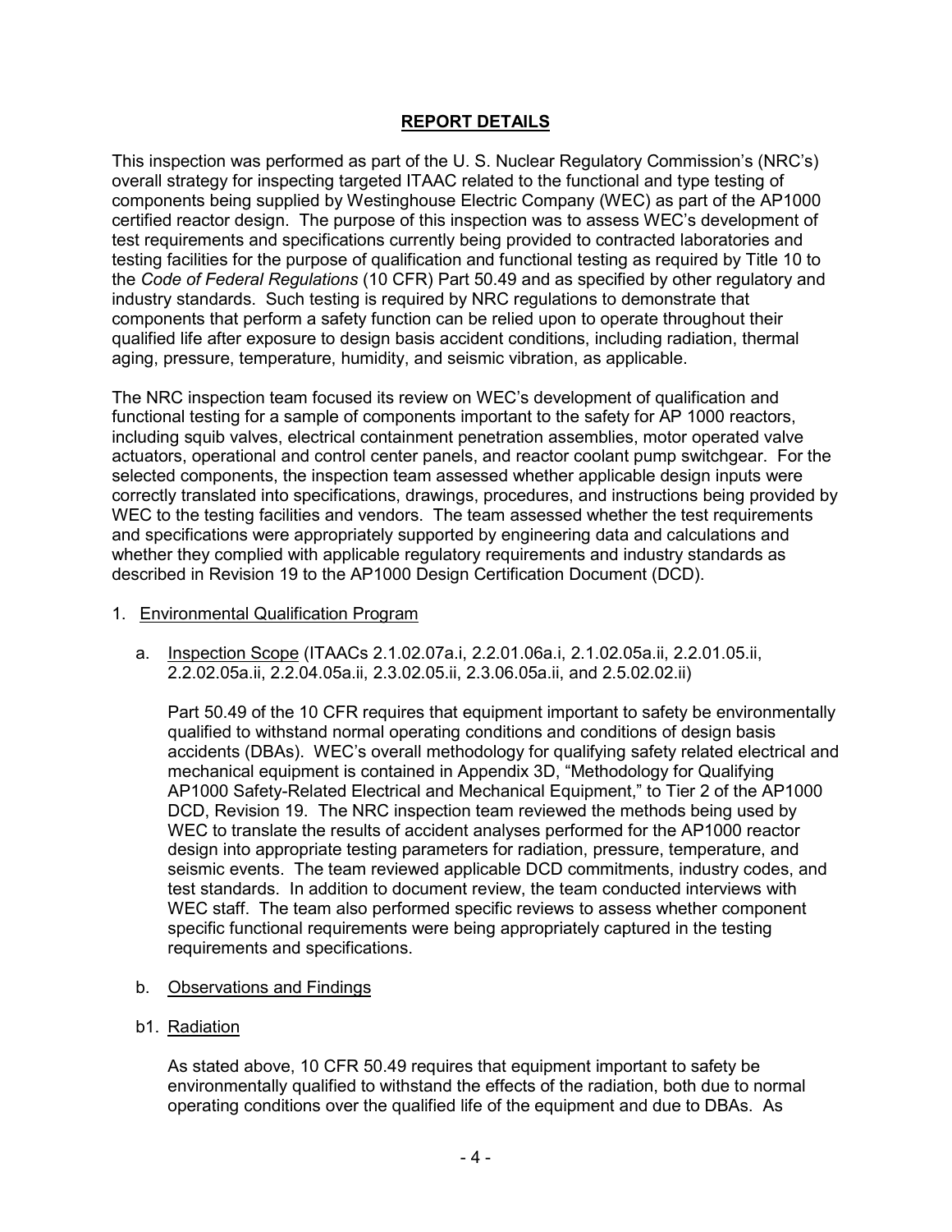## REPORT DETAILS

This inspection was performed as part of the U. S. Nuclear Regulatory Commission's (NRC's) overall strategy for inspecting targeted ITAAC related to the functional and type testing of components being supplied by Westinghouse Electric Company (WEC) as part of the AP1000 certified reactor design. The purpose of this inspection was to assess WEC's development of test requirements and specifications currently being provided to contracted laboratories and testing facilities for the purpose of qualification and functional testing as required by Title 10 to the *Code of Federal Regulations* (10 CFR) Part 50.49 and as specified by other regulatory and industry standards. Such testing is required by NRC regulations to demonstrate that components that perform a safety function can be relied upon to operate throughout their qualified life after exposure to design basis accident conditions, including radiation, thermal aging, pressure, temperature, humidity, and seismic vibration, as applicable.

The NRC inspection team focused its review on WEC's development of qualification and functional testing for a sample of components important to the safety for AP 1000 reactors, including squib valves, electrical containment penetration assemblies, motor operated valve actuators, operational and control center panels, and reactor coolant pump switchgear. For the selected components, the inspection team assessed whether applicable design inputs were correctly translated into specifications, drawings, procedures, and instructions being provided by WEC to the testing facilities and vendors. The team assessed whether the test requirements and specifications were appropriately supported by engineering data and calculations and whether they complied with applicable regulatory requirements and industry standards as described in Revision 19 to the AP1000 Design Certification Document (DCD).

1. Environmental Qualification Program

   a. Inspection Scope (ITAACs 2.1.02.07a.i, 2.2.01.06a.i, 2.1.02.05a.ii, 2.2.01.05.ii, 2.2.02.05a.ii, 2.2.04.05a.ii, 2.3.02.05.ii, 2.3.06.05a.ii, and 2.5.02.02.ii)

      Part 50.49 of the 10 CFR requires that equipment important to safety be environmentally qualified to withstand normal operating conditions and conditions of design basis accidents (DBAs). WEC's overall methodology for qualifying safety related electrical and mechanical equipment is contained in Appendix 3D, "Methodology for Qualifying AP1000 Safety-Related Electrical and Mechanical Equipment," to Tier 2 of the AP1000 DCD, Revision 19. The NRC inspection team reviewed the methods being used by WEC to translate the results of accident analyses performed for the AP1000 reactor design into appropriate testing parameters for radiation, pressure, temperature, and seismic events. The team reviewed applicable DCD commitments, industry codes, and test standards. In addition to document review, the team conducted interviews with WEC staff. The team also performed specific reviews to assess whether component specific functional requirements were being appropriately captured in the testing requirements and specifications.

   b. Observations and Findings

   b1. Radiation

      As stated above, 10 CFR 50.49 requires that equipment important to safety be environmentally qualified to withstand the effects of the radiation, both due to normal operating conditions over the qualified life of the equipment and due to DBAs. As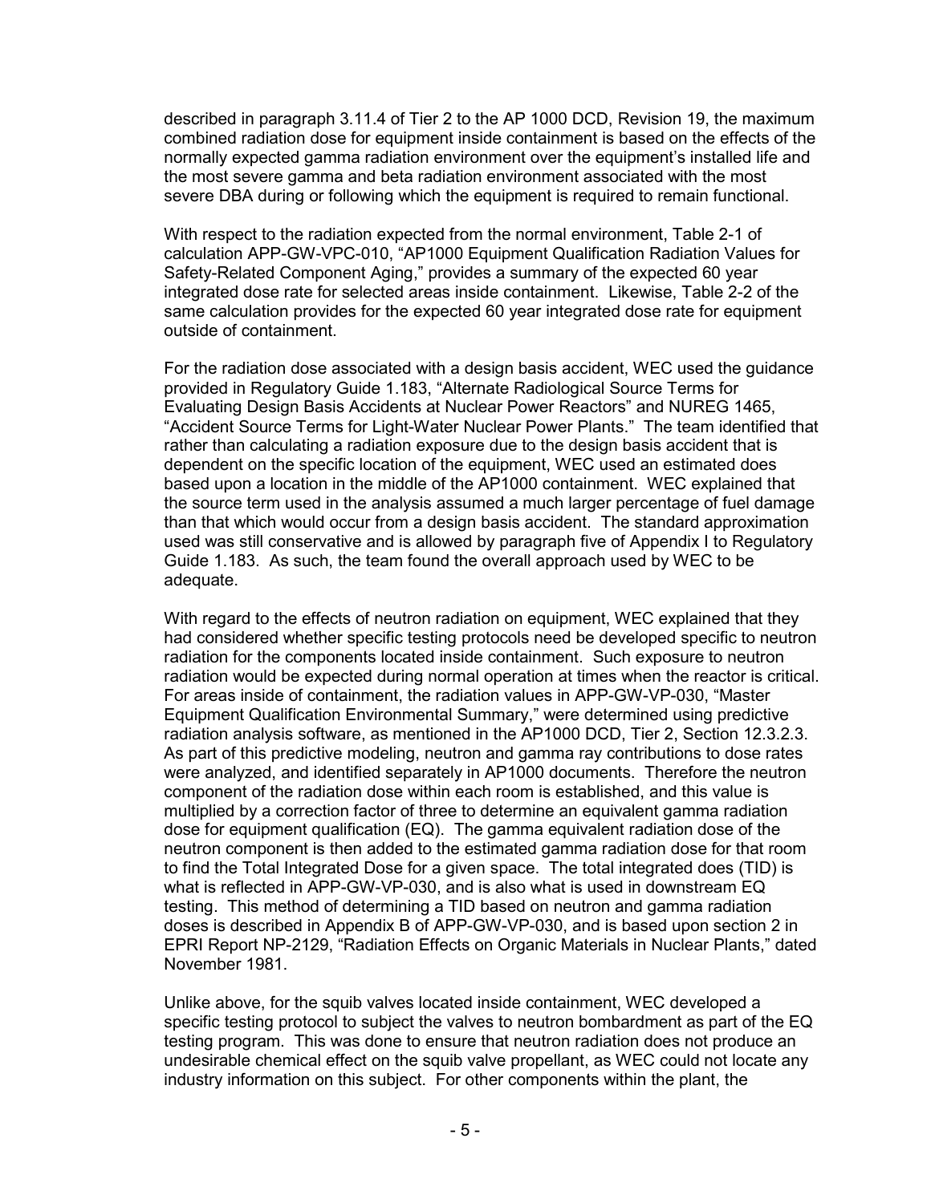described in paragraph 3.11.4 of Tier 2 to the AP 1000 DCD, Revision 19, the maximum combined radiation dose for equipment inside containment is based on the effects of the normally expected gamma radiation environment over the equipment's installed life and the most severe gamma and beta radiation environment associated with the most severe DBA during or following which the equipment is required to remain functional.

With respect to the radiation expected from the normal environment, Table 2-1 of calculation APP-GW-VPC-010, "AP1000 Equipment Qualification Radiation Values for Safety-Related Component Aging," provides a summary of the expected 60 year integrated dose rate for selected areas inside containment. Likewise, Table 2-2 of the same calculation provides for the expected 60 year integrated dose rate for equipment outside of containment.

For the radiation dose associated with a design basis accident, WEC used the guidance provided in Regulatory Guide 1.183, "Alternate Radiological Source Terms for Evaluating Design Basis Accidents at Nuclear Power Reactors" and NUREG 1465, "Accident Source Terms for Light-Water Nuclear Power Plants." The team identified that rather than calculating a radiation exposure due to the design basis accident that is dependent on the specific location of the equipment, WEC used an estimated does based upon a location in the middle of the AP1000 containment. WEC explained that the source term used in the analysis assumed a much larger percentage of fuel damage than that which would occur from a design basis accident. The standard approximation used was still conservative and is allowed by paragraph five of Appendix I to Regulatory Guide 1.183. As such, the team found the overall approach used by WEC to be adequate.

With regard to the effects of neutron radiation on equipment, WEC explained that they had considered whether specific testing protocols need be developed specific to neutron radiation for the components located inside containment. Such exposure to neutron radiation would be expected during normal operation at times when the reactor is critical. For areas inside of containment, the radiation values in APP-GW-VP-030, "Master Equipment Qualification Environmental Summary," were determined using predictive radiation analysis software, as mentioned in the AP1000 DCD, Tier 2, Section 12.3.2.3. As part of this predictive modeling, neutron and gamma ray contributions to dose rates were analyzed, and identified separately in AP1000 documents. Therefore the neutron component of the radiation dose within each room is established, and this value is multiplied by a correction factor of three to determine an equivalent gamma radiation dose for equipment qualification (EQ). The gamma equivalent radiation dose of the neutron component is then added to the estimated gamma radiation dose for that room to find the Total Integrated Dose for a given space. The total integrated does (TID) is what is reflected in APP-GW-VP-030, and is also what is used in downstream EQ testing. This method of determining a TID based on neutron and gamma radiation doses is described in Appendix B of APP-GW-VP-030, and is based upon section 2 in EPRI Report NP-2129, "Radiation Effects on Organic Materials in Nuclear Plants," dated November 1981.

Unlike above, for the squib valves located inside containment, WEC developed a specific testing protocol to subject the valves to neutron bombardment as part of the EQ testing program. This was done to ensure that neutron radiation does not produce an undesirable chemical effect on the squib valve propellant, as WEC could not locate any industry information on this subject. For other components within the plant, the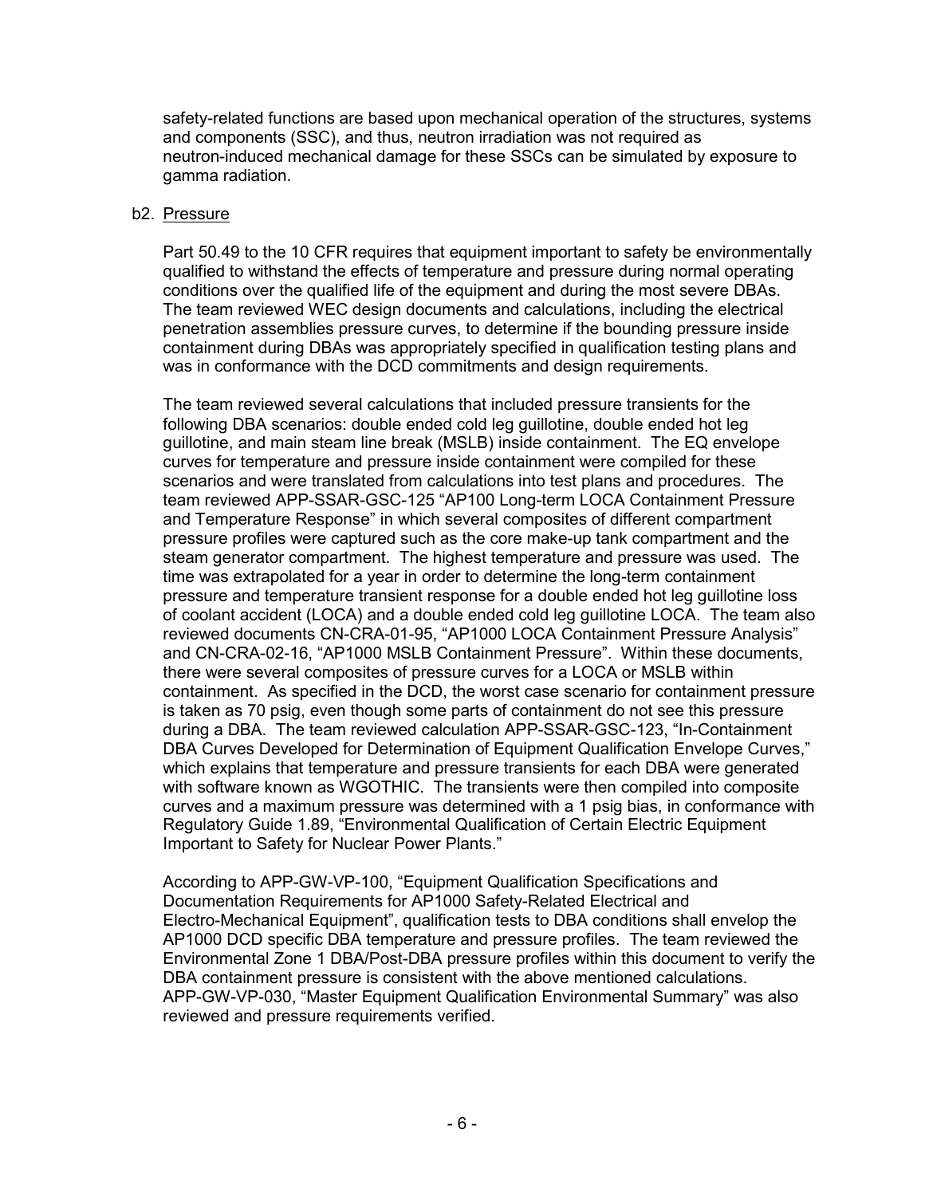safety-related functions are based upon mechanical operation of the structures, systems and components (SSC), and thus, neutron irradiation was not required as neutron-induced mechanical damage for these SSCs can be simulated by exposure to gamma radiation.

b2. Pressure

Part 50.49 to the 10 CFR requires that equipment important to safety be environmentally qualified to withstand the effects of temperature and pressure during normal operating conditions over the qualified life of the equipment and during the most severe DBAs. The team reviewed WEC design documents and calculations, including the electrical penetration assemblies pressure curves, to determine if the bounding pressure inside containment during DBAs was appropriately specified in qualification testing plans and was in conformance with the DCD commitments and design requirements.

The team reviewed several calculations that included pressure transients for the following DBA scenarios: double ended cold leg guillotine, double ended hot leg guillotine, and main steam line break (MSLB) inside containment. The EQ envelope curves for temperature and pressure inside containment were compiled for these scenarios and were translated from calculations into test plans and procedures. The team reviewed APP-SSAR-GSC-125 "AP100 Long-term LOCA Containment Pressure and Temperature Response" in which several composites of different compartment pressure profiles were captured such as the core make-up tank compartment and the steam generator compartment. The highest temperature and pressure was used. The time was extrapolated for a year in order to determine the long-term containment pressure and temperature transient response for a double ended hot leg guillotine loss of coolant accident (LOCA) and a double ended cold leg guillotine LOCA. The team also reviewed documents CN-CRA-01-95, "AP1000 LOCA Containment Pressure Analysis" and CN-CRA-02-16, "AP1000 MSLB Containment Pressure". Within these documents, there were several composites of pressure curves for a LOCA or MSLB within containment. As specified in the DCD, the worst case scenario for containment pressure is taken as 70 psig, even though some parts of containment do not see this pressure during a DBA. The team reviewed calculation APP-SSAR-GSC-123, "In-Containment DBA Curves Developed for Determination of Equipment Qualification Envelope Curves," which explains that temperature and pressure transients for each DBA were generated with software known as WGOTHIC. The transients were then compiled into composite curves and a maximum pressure was determined with a 1 psig bias, in conformance with Regulatory Guide 1.89, "Environmental Qualification of Certain Electric Equipment Important to Safety for Nuclear Power Plants."

According to APP-GW-VP-100, "Equipment Qualification Specifications and Documentation Requirements for AP1000 Safety-Related Electrical and Electro-Mechanical Equipment", qualification tests to DBA conditions shall envelop the AP1000 DCD specific DBA temperature and pressure profiles. The team reviewed the Environmental Zone 1 DBA/Post-DBA pressure profiles within this document to verify the DBA containment pressure is consistent with the above mentioned calculations. APP-GW-VP-030, "Master Equipment Qualification Environmental Summary" was also reviewed and pressure requirements verified.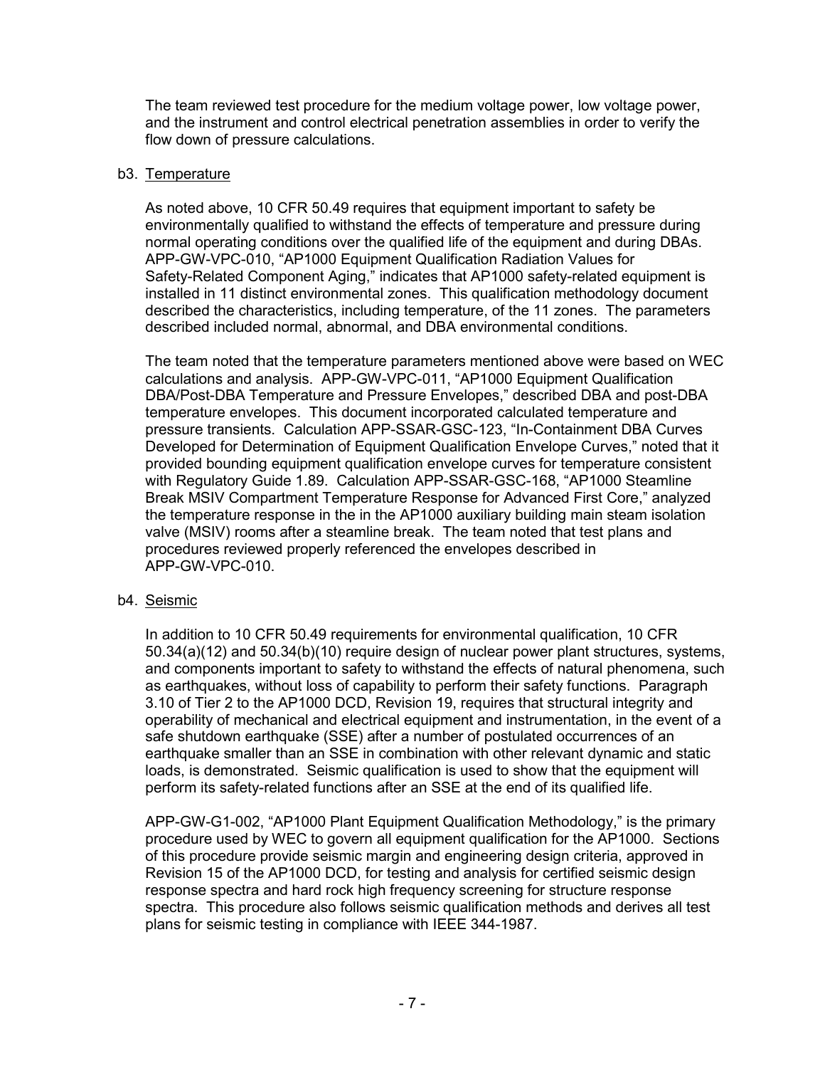The team reviewed test procedure for the medium voltage power, low voltage power, and the instrument and control electrical penetration assemblies in order to verify the flow down of pressure calculations.

b3. Temperature

As noted above, 10 CFR 50.49 requires that equipment important to safety be environmentally qualified to withstand the effects of temperature and pressure during normal operating conditions over the qualified life of the equipment and during DBAs. APP-GW-VPC-010, "AP1000 Equipment Qualification Radiation Values for Safety-Related Component Aging," indicates that AP1000 safety-related equipment is installed in 11 distinct environmental zones. This qualification methodology document described the characteristics, including temperature, of the 11 zones. The parameters described included normal, abnormal, and DBA environmental conditions.

The team noted that the temperature parameters mentioned above were based on WEC calculations and analysis. APP-GW-VPC-011, "AP1000 Equipment Qualification DBA/Post-DBA Temperature and Pressure Envelopes," described DBA and post-DBA temperature envelopes. This document incorporated calculated temperature and pressure transients. Calculation APP-SSAR-GSC-123, "In-Containment DBA Curves Developed for Determination of Equipment Qualification Envelope Curves," noted that it provided bounding equipment qualification envelope curves for temperature consistent with Regulatory Guide 1.89. Calculation APP-SSAR-GSC-168, "AP1000 Steamline Break MSIV Compartment Temperature Response for Advanced First Core," analyzed the temperature response in the in the AP1000 auxiliary building main steam isolation valve (MSIV) rooms after a steamline break. The team noted that test plans and procedures reviewed properly referenced the envelopes described in APP-GW-VPC-010.

b4. Seismic

In addition to 10 CFR 50.49 requirements for environmental qualification, 10 CFR 50.34(a)(12) and 50.34(b)(10) require design of nuclear power plant structures, systems, and components important to safety to withstand the effects of natural phenomena, such as earthquakes, without loss of capability to perform their safety functions. Paragraph 3.10 of Tier 2 to the AP1000 DCD, Revision 19, requires that structural integrity and operability of mechanical and electrical equipment and instrumentation, in the event of a safe shutdown earthquake (SSE) after a number of postulated occurrences of an earthquake smaller than an SSE in combination with other relevant dynamic and static loads, is demonstrated. Seismic qualification is used to show that the equipment will perform its safety-related functions after an SSE at the end of its qualified life.

APP-GW-G1-002, "AP1000 Plant Equipment Qualification Methodology," is the primary procedure used by WEC to govern all equipment qualification for the AP1000. Sections of this procedure provide seismic margin and engineering design criteria, approved in Revision 15 of the AP1000 DCD, for testing and analysis for certified seismic design response spectra and hard rock high frequency screening for structure response spectra. This procedure also follows seismic qualification methods and derives all test plans for seismic testing in compliance with IEEE 344-1987.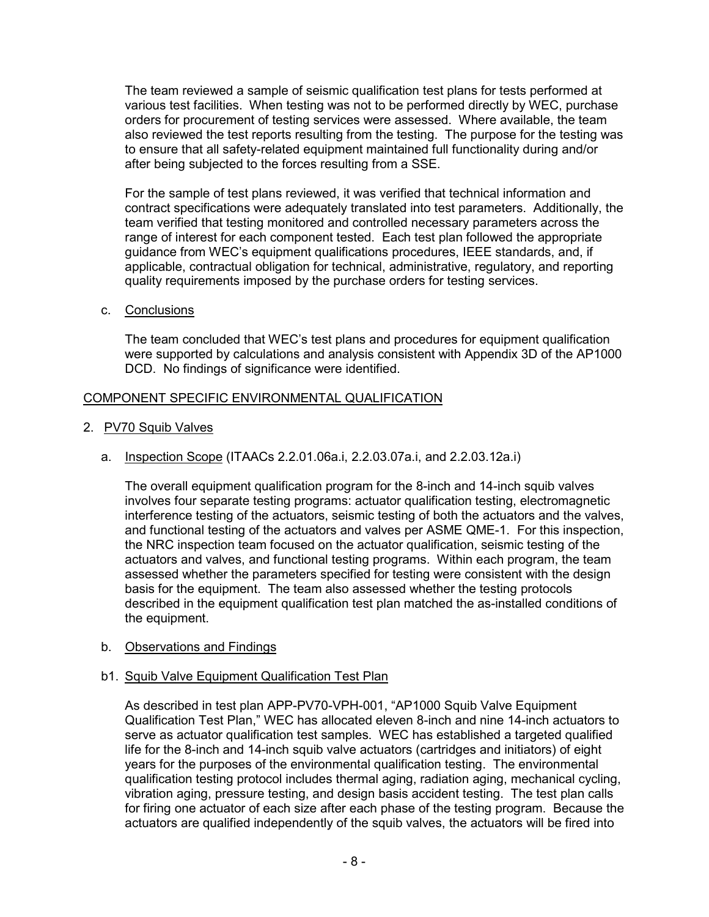The team reviewed a sample of seismic qualification test plans for tests performed at various test facilities. When testing was not to be performed directly by WEC, purchase orders for procurement of testing services were assessed. Where available, the team also reviewed the test reports resulting from the testing. The purpose for the testing was to ensure that all safety-related equipment maintained full functionality during and/or after being subjected to the forces resulting from a SSE.

For the sample of test plans reviewed, it was verified that technical information and contract specifications were adequately translated into test parameters. Additionally, the team verified that testing monitored and controlled necessary parameters across the range of interest for each component tested. Each test plan followed the appropriate guidance from WEC's equipment qualifications procedures, IEEE standards, and, if applicable, contractual obligation for technical, administrative, regulatory, and reporting quality requirements imposed by the purchase orders for testing services.

c. Conclusions

The team concluded that WEC's test plans and procedures for equipment qualification were supported by calculations and analysis consistent with Appendix 3D of the AP1000 DCD. No findings of significance were identified.

## COMPONENT SPECIFIC ENVIRONMENTAL QUALIFICATION

2. PV70 Squib Valves

a. Inspection Scope (ITAACs 2.2.01.06a.i, 2.2.03.07a.i, and 2.2.03.12a.i)

The overall equipment qualification program for the 8-inch and 14-inch squib valves involves four separate testing programs: actuator qualification testing, electromagnetic interference testing of the actuators, seismic testing of both the actuators and the valves, and functional testing of the actuators and valves per ASME QME-1. For this inspection, the NRC inspection team focused on the actuator qualification, seismic testing of the actuators and valves, and functional testing programs. Within each program, the team assessed whether the parameters specified for testing were consistent with the design basis for the equipment. The team also assessed whether the testing protocols described in the equipment qualification test plan matched the as-installed conditions of the equipment.

b. Observations and Findings

b1. Squib Valve Equipment Qualification Test Plan

As described in test plan APP-PV70-VPH-001, "AP1000 Squib Valve Equipment Qualification Test Plan," WEC has allocated eleven 8-inch and nine 14-inch actuators to serve as actuator qualification test samples. WEC has established a targeted qualified life for the 8-inch and 14-inch squib valve actuators (cartridges and initiators) of eight years for the purposes of the environmental qualification testing. The environmental qualification testing protocol includes thermal aging, radiation aging, mechanical cycling, vibration aging, pressure testing, and design basis accident testing. The test plan calls for firing one actuator of each size after each phase of the testing program. Because the actuators are qualified independently of the squib valves, the actuators will be fired into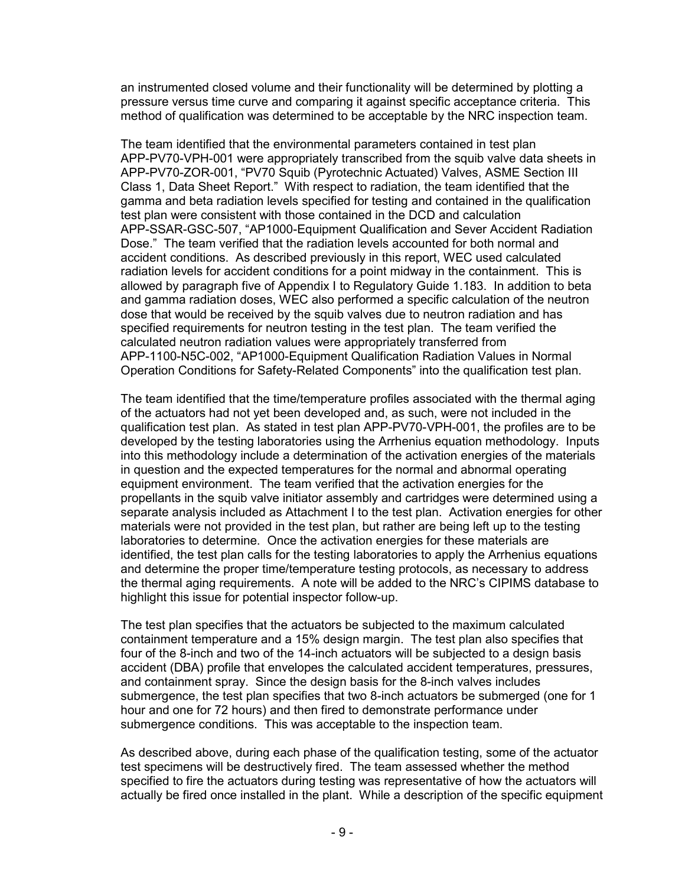an instrumented closed volume and their functionality will be determined by plotting a pressure versus time curve and comparing it against specific acceptance criteria. This method of qualification was determined to be acceptable by the NRC inspection team.

The team identified that the environmental parameters contained in test plan APP-PV70-VPH-001 were appropriately transcribed from the squib valve data sheets in APP-PV70-ZOR-001, "PV70 Squib (Pyrotechnic Actuated) Valves, ASME Section III Class 1, Data Sheet Report." With respect to radiation, the team identified that the gamma and beta radiation levels specified for testing and contained in the qualification test plan were consistent with those contained in the DCD and calculation APP-SSAR-GSC-507, "AP1000-Equipment Qualification and Sever Accident Radiation Dose." The team verified that the radiation levels accounted for both normal and accident conditions. As described previously in this report, WEC used calculated radiation levels for accident conditions for a point midway in the containment. This is allowed by paragraph five of Appendix I to Regulatory Guide 1.183. In addition to beta and gamma radiation doses, WEC also performed a specific calculation of the neutron dose that would be received by the squib valves due to neutron radiation and has specified requirements for neutron testing in the test plan. The team verified the calculated neutron radiation values were appropriately transferred from APP-1100-N5C-002, "AP1000-Equipment Qualification Radiation Values in Normal Operation Conditions for Safety-Related Components" into the qualification test plan.

The team identified that the time/temperature profiles associated with the thermal aging of the actuators had not yet been developed and, as such, were not included in the qualification test plan. As stated in test plan APP-PV70-VPH-001, the profiles are to be developed by the testing laboratories using the Arrhenius equation methodology. Inputs into this methodology include a determination of the activation energies of the materials in question and the expected temperatures for the normal and abnormal operating equipment environment. The team verified that the activation energies for the propellants in the squib valve initiator assembly and cartridges were determined using a separate analysis included as Attachment I to the test plan. Activation energies for other materials were not provided in the test plan, but rather are being left up to the testing laboratories to determine. Once the activation energies for these materials are identified, the test plan calls for the testing laboratories to apply the Arrhenius equations and determine the proper time/temperature testing protocols, as necessary to address the thermal aging requirements. A note will be added to the NRC's CIPIMS database to highlight this issue for potential inspector follow-up.

The test plan specifies that the actuators be subjected to the maximum calculated containment temperature and a 15% design margin. The test plan also specifies that four of the 8-inch and two of the 14-inch actuators will be subjected to a design basis accident (DBA) profile that envelopes the calculated accident temperatures, pressures, and containment spray. Since the design basis for the 8-inch valves includes submergence, the test plan specifies that two 8-inch actuators be submerged (one for 1 hour and one for 72 hours) and then fired to demonstrate performance under submergence conditions. This was acceptable to the inspection team.

As described above, during each phase of the qualification testing, some of the actuator test specimens will be destructively fired. The team assessed whether the method specified to fire the actuators during testing was representative of how the actuators will actually be fired once installed in the plant. While a description of the specific equipment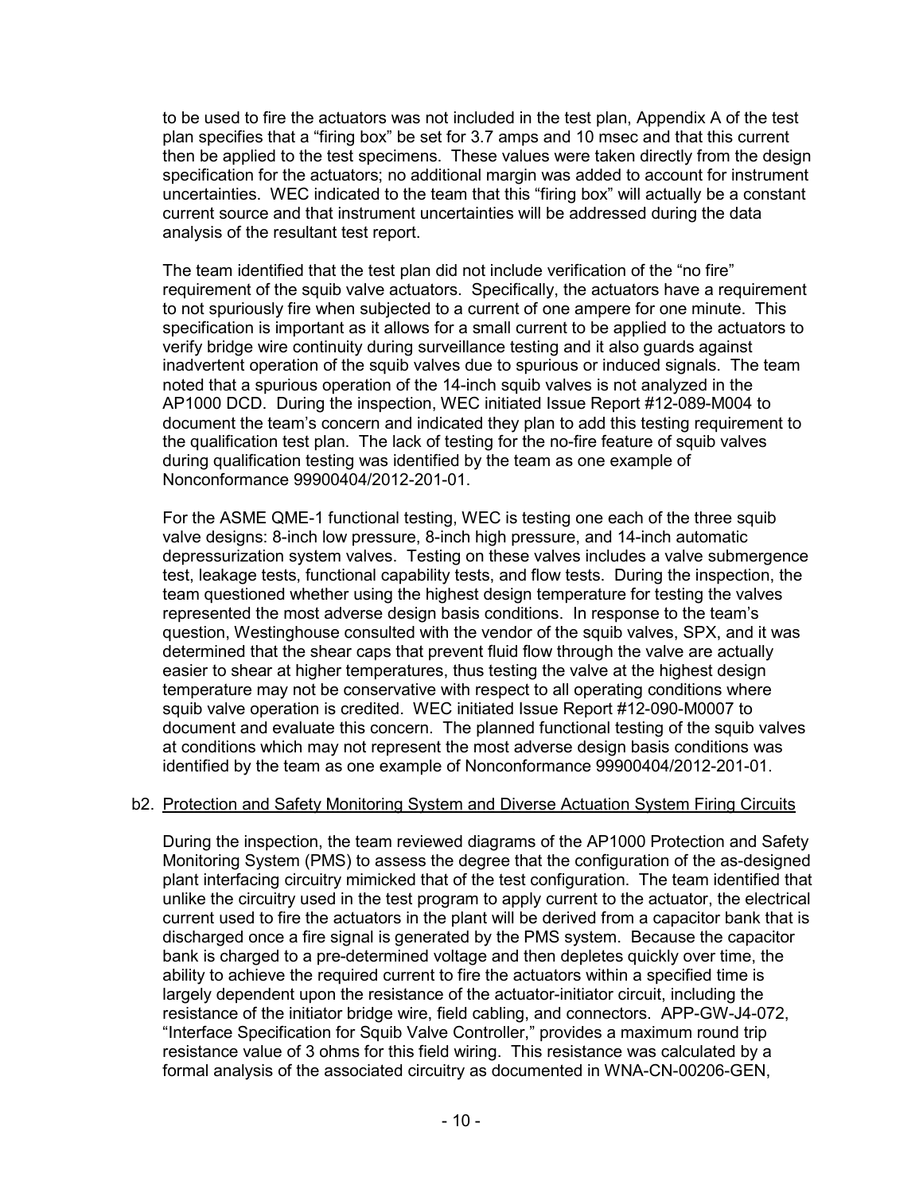to be used to fire the actuators was not included in the test plan, Appendix A of the test plan specifies that a "firing box" be set for 3.7 amps and 10 msec and that this current then be applied to the test specimens. These values were taken directly from the design specification for the actuators; no additional margin was added to account for instrument uncertainties. WEC indicated to the team that this "firing box" will actually be a constant current source and that instrument uncertainties will be addressed during the data analysis of the resultant test report.

The team identified that the test plan did not include verification of the "no fire" requirement of the squib valve actuators. Specifically, the actuators have a requirement to not spuriously fire when subjected to a current of one ampere for one minute. This specification is important as it allows for a small current to be applied to the actuators to verify bridge wire continuity during surveillance testing and it also guards against inadvertent operation of the squib valves due to spurious or induced signals. The team noted that a spurious operation of the 14-inch squib valves is not analyzed in the AP1000 DCD. During the inspection, WEC initiated Issue Report #12-089-M004 to document the team's concern and indicated they plan to add this testing requirement to the qualification test plan. The lack of testing for the no-fire feature of squib valves during qualification testing was identified by the team as one example of Nonconformance 99900404/2012-201-01.

For the ASME QME-1 functional testing, WEC is testing one each of the three squib valve designs: 8-inch low pressure, 8-inch high pressure, and 14-inch automatic depressurization system valves. Testing on these valves includes a valve submergence test, leakage tests, functional capability tests, and flow tests. During the inspection, the team questioned whether using the highest design temperature for testing the valves represented the most adverse design basis conditions. In response to the team's question, Westinghouse consulted with the vendor of the squib valves, SPX, and it was determined that the shear caps that prevent fluid flow through the valve are actually easier to shear at higher temperatures, thus testing the valve at the highest design temperature may not be conservative with respect to all operating conditions where squib valve operation is credited. WEC initiated Issue Report #12-090-M0007 to document and evaluate this concern. The planned functional testing of the squib valves at conditions which may not represent the most adverse design basis conditions was identified by the team as one example of Nonconformance 99900404/2012-201-01.

b2. Protection and Safety Monitoring System and Diverse Actuation System Firing Circuits

During the inspection, the team reviewed diagrams of the AP1000 Protection and Safety Monitoring System (PMS) to assess the degree that the configuration of the as-designed plant interfacing circuitry mimicked that of the test configuration. The team identified that unlike the circuitry used in the test program to apply current to the actuator, the electrical current used to fire the actuators in the plant will be derived from a capacitor bank that is discharged once a fire signal is generated by the PMS system. Because the capacitor bank is charged to a pre-determined voltage and then depletes quickly over time, the ability to achieve the required current to fire the actuators within a specified time is largely dependent upon the resistance of the actuator-initiator circuit, including the resistance of the initiator bridge wire, field cabling, and connectors. APP-GW-J4-072, "Interface Specification for Squib Valve Controller," provides a maximum round trip resistance value of 3 ohms for this field wiring. This resistance was calculated by a formal analysis of the associated circuitry as documented in WNA-CN-00206-GEN,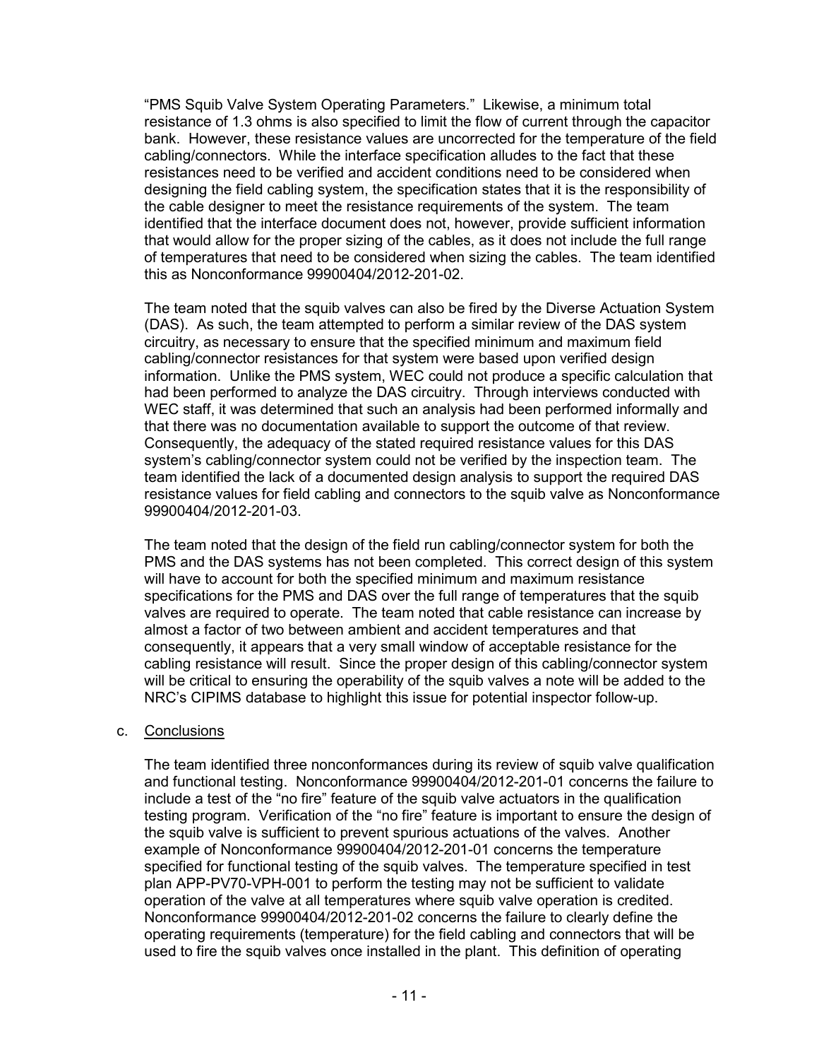"PMS Squib Valve System Operating Parameters." Likewise, a minimum total resistance of 1.3 ohms is also specified to limit the flow of current through the capacitor bank. However, these resistance values are uncorrected for the temperature of the field cabling/connectors. While the interface specification alludes to the fact that these resistances need to be verified and accident conditions need to be considered when designing the field cabling system, the specification states that it is the responsibility of the cable designer to meet the resistance requirements of the system. The team identified that the interface document does not, however, provide sufficient information that would allow for the proper sizing of the cables, as it does not include the full range of temperatures that need to be considered when sizing the cables. The team identified this as Nonconformance 99900404/2012-201-02.

The team noted that the squib valves can also be fired by the Diverse Actuation System (DAS). As such, the team attempted to perform a similar review of the DAS system circuitry, as necessary to ensure that the specified minimum and maximum field cabling/connector resistances for that system were based upon verified design information. Unlike the PMS system, WEC could not produce a specific calculation that had been performed to analyze the DAS circuitry. Through interviews conducted with WEC staff, it was determined that such an analysis had been performed informally and that there was no documentation available to support the outcome of that review. Consequently, the adequacy of the stated required resistance values for this DAS system's cabling/connector system could not be verified by the inspection team. The team identified the lack of a documented design analysis to support the required DAS resistance values for field cabling and connectors to the squib valve as Nonconformance 99900404/2012-201-03.

The team noted that the design of the field run cabling/connector system for both the PMS and the DAS systems has not been completed. This correct design of this system will have to account for both the specified minimum and maximum resistance specifications for the PMS and DAS over the full range of temperatures that the squib valves are required to operate. The team noted that cable resistance can increase by almost a factor of two between ambient and accident temperatures and that consequently, it appears that a very small window of acceptable resistance for the cabling resistance will result. Since the proper design of this cabling/connector system will be critical to ensuring the operability of the squib valves a note will be added to the NRC's CIPIMS database to highlight this issue for potential inspector follow-up.

c. Conclusions

The team identified three nonconformances during its review of squib valve qualification and functional testing. Nonconformance 99900404/2012-201-01 concerns the failure to include a test of the "no fire" feature of the squib valve actuators in the qualification testing program. Verification of the "no fire" feature is important to ensure the design of the squib valve is sufficient to prevent spurious actuations of the valves. Another example of Nonconformance 99900404/2012-201-01 concerns the temperature specified for functional testing of the squib valves. The temperature specified in test plan APP-PV70-VPH-001 to perform the testing may not be sufficient to validate operation of the valve at all temperatures where squib valve operation is credited. Nonconformance 99900404/2012-201-02 concerns the failure to clearly define the operating requirements (temperature) for the field cabling and connectors that will be used to fire the squib valves once installed in the plant. This definition of operating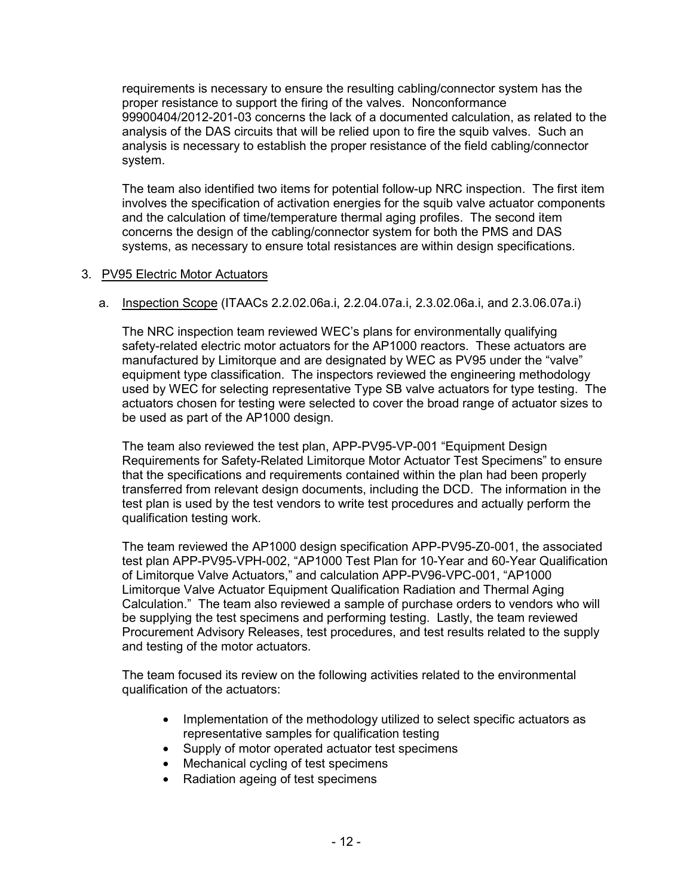requirements is necessary to ensure the resulting cabling/connector system has the proper resistance to support the firing of the valves. Nonconformance 99900404/2012-201-03 concerns the lack of a documented calculation, as related to the analysis of the DAS circuits that will be relied upon to fire the squib valves. Such an analysis is necessary to establish the proper resistance of the field cabling/connector system.

The team also identified two items for potential follow-up NRC inspection. The first item involves the specification of activation energies for the squib valve actuator components and the calculation of time/temperature thermal aging profiles. The second item concerns the design of the cabling/connector system for both the PMS and DAS systems, as necessary to ensure total resistances are within design specifications.

3. PV95 Electric Motor Actuators

   a. Inspection Scope (ITAACs 2.2.02.06a.i, 2.2.04.07a.i, 2.3.02.06a.i, and 2.3.06.07a.i)

   The NRC inspection team reviewed WEC's plans for environmentally qualifying safety-related electric motor actuators for the AP1000 reactors. These actuators are manufactured by Limitorque and are designated by WEC as PV95 under the "valve" equipment type classification. The inspectors reviewed the engineering methodology used by WEC for selecting representative Type SB valve actuators for type testing. The actuators chosen for testing were selected to cover the broad range of actuator sizes to be used as part of the AP1000 design.

   The team also reviewed the test plan, APP-PV95-VP-001 "Equipment Design Requirements for Safety-Related Limitorque Motor Actuator Test Specimens" to ensure that the specifications and requirements contained within the plan had been properly transferred from relevant design documents, including the DCD. The information in the test plan is used by the test vendors to write test procedures and actually perform the qualification testing work.

   The team reviewed the AP1000 design specification APP-PV95-Z0-001, the associated test plan APP-PV95-VPH-002, "AP1000 Test Plan for 10-Year and 60-Year Qualification of Limitorque Valve Actuators," and calculation APP-PV96-VPC-001, "AP1000 Limitorque Valve Actuator Equipment Qualification Radiation and Thermal Aging Calculation." The team also reviewed a sample of purchase orders to vendors who will be supplying the test specimens and performing testing. Lastly, the team reviewed Procurement Advisory Releases, test procedures, and test results related to the supply and testing of the motor actuators.

   The team focused its review on the following activities related to the environmental qualification of the actuators:

   - Implementation of the methodology utilized to select specific actuators as representative samples for qualification testing
   - Supply of motor operated actuator test specimens
   - Mechanical cycling of test specimens
   - Radiation ageing of test specimens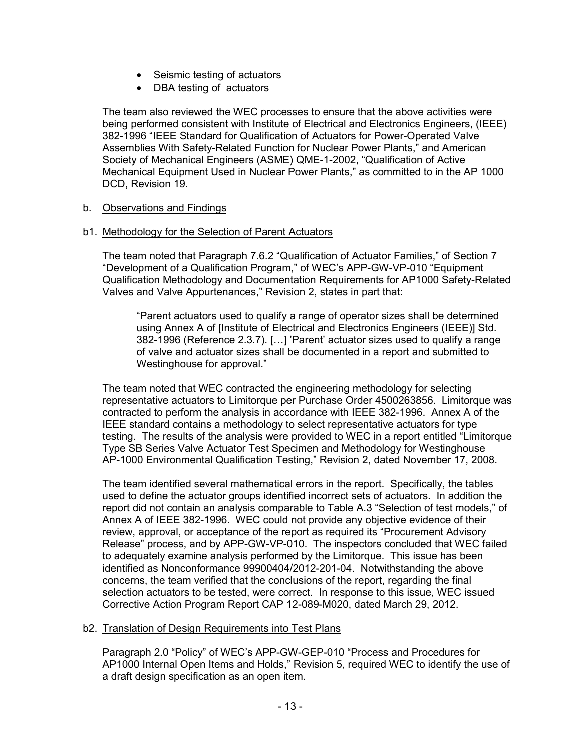- Seismic testing of actuators
- DBA testing of  actuators

The team also reviewed the WEC processes to ensure that the above activities were being performed consistent with Institute of Electrical and Electronics Engineers, (IEEE) 382-1996 "IEEE Standard for Qualification of Actuators for Power-Operated Valve Assemblies With Safety-Related Function for Nuclear Power Plants," and American Society of Mechanical Engineers (ASME) QME-1-2002, "Qualification of Active Mechanical Equipment Used in Nuclear Power Plants," as committed to in the AP 1000 DCD, Revision 19.

b. Observations and Findings

b1. Methodology for the Selection of Parent Actuators

The team noted that Paragraph 7.6.2 "Qualification of Actuator Families," of Section 7 "Development of a Qualification Program," of WEC's APP-GW-VP-010 "Equipment Qualification Methodology and Documentation Requirements for AP1000 Safety-Related Valves and Valve Appurtenances," Revision 2, states in part that:

> "Parent actuators used to qualify a range of operator sizes shall be determined using Annex A of [Institute of Electrical and Electronics Engineers (IEEE)] Std. 382-1996 (Reference 2.3.7). […] 'Parent' actuator sizes used to qualify a range of valve and actuator sizes shall be documented in a report and submitted to Westinghouse for approval."

The team noted that WEC contracted the engineering methodology for selecting representative actuators to Limitorque per Purchase Order 4500263856. Limitorque was contracted to perform the analysis in accordance with IEEE 382-1996. Annex A of the IEEE standard contains a methodology to select representative actuators for type testing. The results of the analysis were provided to WEC in a report entitled "Limitorque Type SB Series Valve Actuator Test Specimen and Methodology for Westinghouse AP-1000 Environmental Qualification Testing," Revision 2, dated November 17, 2008.

The team identified several mathematical errors in the report. Specifically, the tables used to define the actuator groups identified incorrect sets of actuators. In addition the report did not contain an analysis comparable to Table A.3 "Selection of test models," of Annex A of IEEE 382-1996. WEC could not provide any objective evidence of their review, approval, or acceptance of the report as required its "Procurement Advisory Release" process, and by APP-GW-VP-010. The inspectors concluded that WEC failed to adequately examine analysis performed by the Limitorque. This issue has been identified as Nonconformance 99900404/2012-201-04. Notwithstanding the above concerns, the team verified that the conclusions of the report, regarding the final selection actuators to be tested, were correct. In response to this issue, WEC issued Corrective Action Program Report CAP 12-089-M020, dated March 29, 2012.

b2. Translation of Design Requirements into Test Plans

Paragraph 2.0 "Policy" of WEC's APP-GW-GEP-010 "Process and Procedures for AP1000 Internal Open Items and Holds," Revision 5, required WEC to identify the use of a draft design specification as an open item.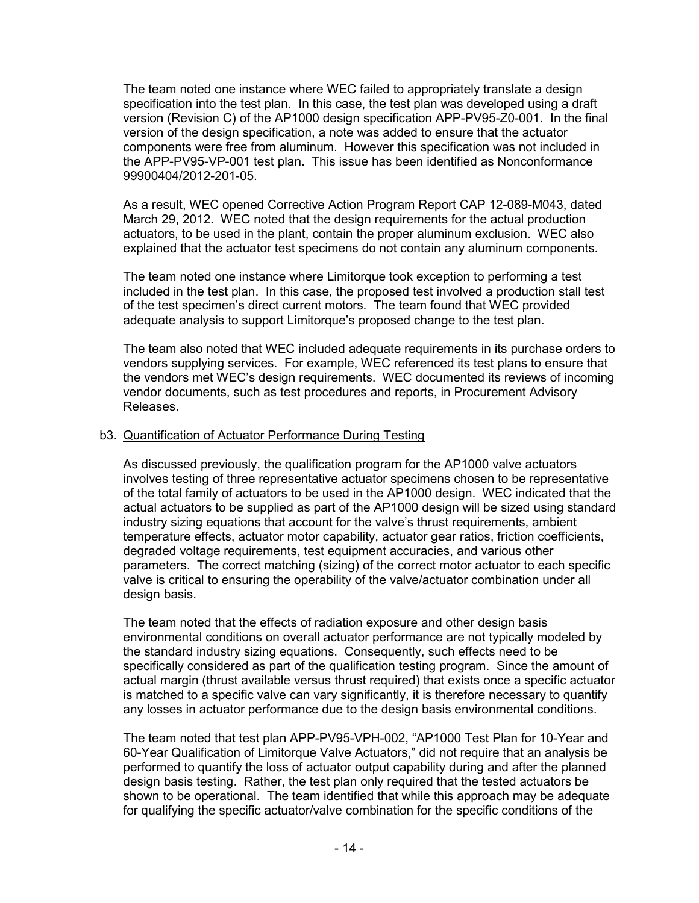The team noted one instance where WEC failed to appropriately translate a design specification into the test plan. In this case, the test plan was developed using a draft version (Revision C) of the AP1000 design specification APP-PV95-Z0-001. In the final version of the design specification, a note was added to ensure that the actuator components were free from aluminum. However this specification was not included in the APP-PV95-VP-001 test plan. This issue has been identified as Nonconformance 99900404/2012-201-05.

As a result, WEC opened Corrective Action Program Report CAP 12-089-M043, dated March 29, 2012. WEC noted that the design requirements for the actual production actuators, to be used in the plant, contain the proper aluminum exclusion. WEC also explained that the actuator test specimens do not contain any aluminum components.

The team noted one instance where Limitorque took exception to performing a test included in the test plan. In this case, the proposed test involved a production stall test of the test specimen's direct current motors. The team found that WEC provided adequate analysis to support Limitorque's proposed change to the test plan.

The team also noted that WEC included adequate requirements in its purchase orders to vendors supplying services. For example, WEC referenced its test plans to ensure that the vendors met WEC's design requirements. WEC documented its reviews of incoming vendor documents, such as test procedures and reports, in Procurement Advisory Releases.

b3. Quantification of Actuator Performance During Testing

As discussed previously, the qualification program for the AP1000 valve actuators involves testing of three representative actuator specimens chosen to be representative of the total family of actuators to be used in the AP1000 design. WEC indicated that the actual actuators to be supplied as part of the AP1000 design will be sized using standard industry sizing equations that account for the valve's thrust requirements, ambient temperature effects, actuator motor capability, actuator gear ratios, friction coefficients, degraded voltage requirements, test equipment accuracies, and various other parameters. The correct matching (sizing) of the correct motor actuator to each specific valve is critical to ensuring the operability of the valve/actuator combination under all design basis.

The team noted that the effects of radiation exposure and other design basis environmental conditions on overall actuator performance are not typically modeled by the standard industry sizing equations. Consequently, such effects need to be specifically considered as part of the qualification testing program. Since the amount of actual margin (thrust available versus thrust required) that exists once a specific actuator is matched to a specific valve can vary significantly, it is therefore necessary to quantify any losses in actuator performance due to the design basis environmental conditions.

The team noted that test plan APP-PV95-VPH-002, "AP1000 Test Plan for 10-Year and 60-Year Qualification of Limitorque Valve Actuators," did not require that an analysis be performed to quantify the loss of actuator output capability during and after the planned design basis testing. Rather, the test plan only required that the tested actuators be shown to be operational. The team identified that while this approach may be adequate for qualifying the specific actuator/valve combination for the specific conditions of the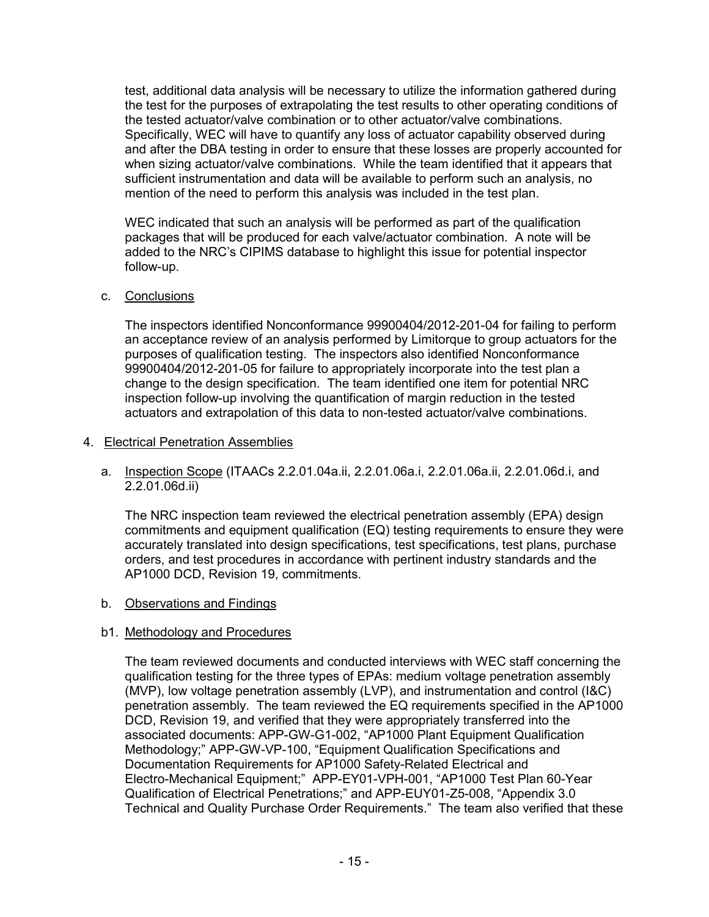test, additional data analysis will be necessary to utilize the information gathered during the test for the purposes of extrapolating the test results to other operating conditions of the tested actuator/valve combination or to other actuator/valve combinations. Specifically, WEC will have to quantify any loss of actuator capability observed during and after the DBA testing in order to ensure that these losses are properly accounted for when sizing actuator/valve combinations. While the team identified that it appears that sufficient instrumentation and data will be available to perform such an analysis, no mention of the need to perform this analysis was included in the test plan.

WEC indicated that such an analysis will be performed as part of the qualification packages that will be produced for each valve/actuator combination. A note will be added to the NRC's CIPIMS database to highlight this issue for potential inspector follow-up.

c. Conclusions

The inspectors identified Nonconformance 99900404/2012-201-04 for failing to perform an acceptance review of an analysis performed by Limitorque to group actuators for the purposes of qualification testing. The inspectors also identified Nonconformance 99900404/2012-201-05 for failure to appropriately incorporate into the test plan a change to the design specification. The team identified one item for potential NRC inspection follow-up involving the quantification of margin reduction in the tested actuators and extrapolation of this data to non-tested actuator/valve combinations.

4. Electrical Penetration Assemblies

a. Inspection Scope (ITAACs 2.2.01.04a.ii, 2.2.01.06a.i, 2.2.01.06a.ii, 2.2.01.06d.i, and 2.2.01.06d.ii)

The NRC inspection team reviewed the electrical penetration assembly (EPA) design commitments and equipment qualification (EQ) testing requirements to ensure they were accurately translated into design specifications, test specifications, test plans, purchase orders, and test procedures in accordance with pertinent industry standards and the AP1000 DCD, Revision 19, commitments.

b. Observations and Findings

b1. Methodology and Procedures

The team reviewed documents and conducted interviews with WEC staff concerning the qualification testing for the three types of EPAs: medium voltage penetration assembly (MVP), low voltage penetration assembly (LVP), and instrumentation and control (I&C) penetration assembly. The team reviewed the EQ requirements specified in the AP1000 DCD, Revision 19, and verified that they were appropriately transferred into the associated documents: APP-GW-G1-002, "AP1000 Plant Equipment Qualification Methodology;" APP-GW-VP-100, "Equipment Qualification Specifications and Documentation Requirements for AP1000 Safety-Related Electrical and Electro-Mechanical Equipment;" APP-EY01-VPH-001, "AP1000 Test Plan 60-Year Qualification of Electrical Penetrations;" and APP-EUY01-Z5-008, "Appendix 3.0 Technical and Quality Purchase Order Requirements." The team also verified that these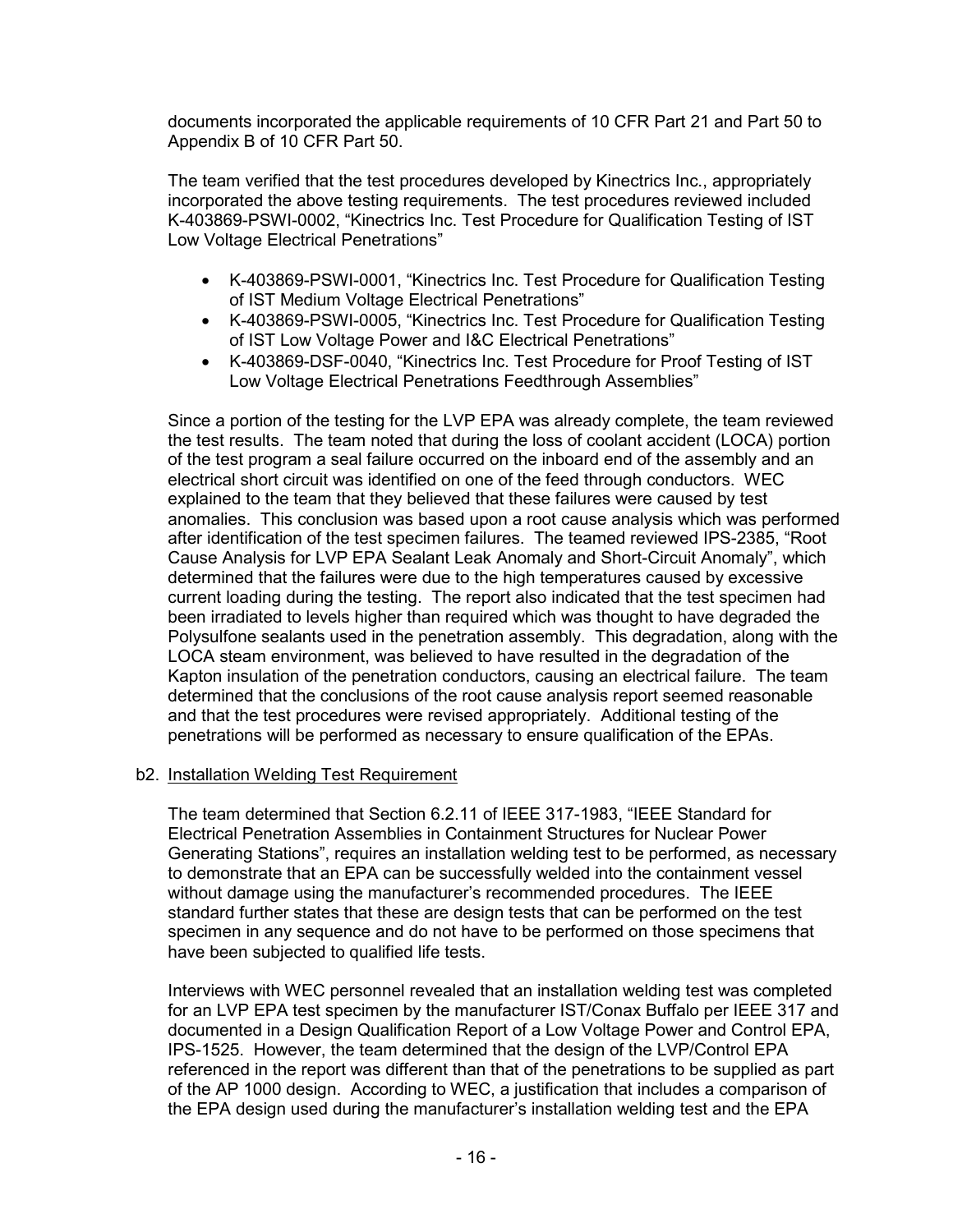documents incorporated the applicable requirements of 10 CFR Part 21 and Part 50 to Appendix B of 10 CFR Part 50.

The team verified that the test procedures developed by Kinectrics Inc., appropriately incorporated the above testing requirements. The test procedures reviewed included K-403869-PSWI-0002, "Kinectrics Inc. Test Procedure for Qualification Testing of IST Low Voltage Electrical Penetrations"

- K-403869-PSWI-0001, "Kinectrics Inc. Test Procedure for Qualification Testing of IST Medium Voltage Electrical Penetrations"
- K-403869-PSWI-0005, "Kinectrics Inc. Test Procedure for Qualification Testing of IST Low Voltage Power and I&C Electrical Penetrations"
- K-403869-DSF-0040, "Kinectrics Inc. Test Procedure for Proof Testing of IST Low Voltage Electrical Penetrations Feedthrough Assemblies"

Since a portion of the testing for the LVP EPA was already complete, the team reviewed the test results. The team noted that during the loss of coolant accident (LOCA) portion of the test program a seal failure occurred on the inboard end of the assembly and an electrical short circuit was identified on one of the feed through conductors. WEC explained to the team that they believed that these failures were caused by test anomalies. This conclusion was based upon a root cause analysis which was performed after identification of the test specimen failures. The teamed reviewed IPS-2385, "Root Cause Analysis for LVP EPA Sealant Leak Anomaly and Short-Circuit Anomaly", which determined that the failures were due to the high temperatures caused by excessive current loading during the testing. The report also indicated that the test specimen had been irradiated to levels higher than required which was thought to have degraded the Polysulfone sealants used in the penetration assembly. This degradation, along with the LOCA steam environment, was believed to have resulted in the degradation of the Kapton insulation of the penetration conductors, causing an electrical failure. The team determined that the conclusions of the root cause analysis report seemed reasonable and that the test procedures were revised appropriately. Additional testing of the penetrations will be performed as necessary to ensure qualification of the EPAs.

b2. Installation Welding Test Requirement

The team determined that Section 6.2.11 of IEEE 317-1983, "IEEE Standard for Electrical Penetration Assemblies in Containment Structures for Nuclear Power Generating Stations", requires an installation welding test to be performed, as necessary to demonstrate that an EPA can be successfully welded into the containment vessel without damage using the manufacturer's recommended procedures. The IEEE standard further states that these are design tests that can be performed on the test specimen in any sequence and do not have to be performed on those specimens that have been subjected to qualified life tests.

Interviews with WEC personnel revealed that an installation welding test was completed for an LVP EPA test specimen by the manufacturer IST/Conax Buffalo per IEEE 317 and documented in a Design Qualification Report of a Low Voltage Power and Control EPA, IPS-1525. However, the team determined that the design of the LVP/Control EPA referenced in the report was different than that of the penetrations to be supplied as part of the AP 1000 design. According to WEC, a justification that includes a comparison of the EPA design used during the manufacturer's installation welding test and the EPA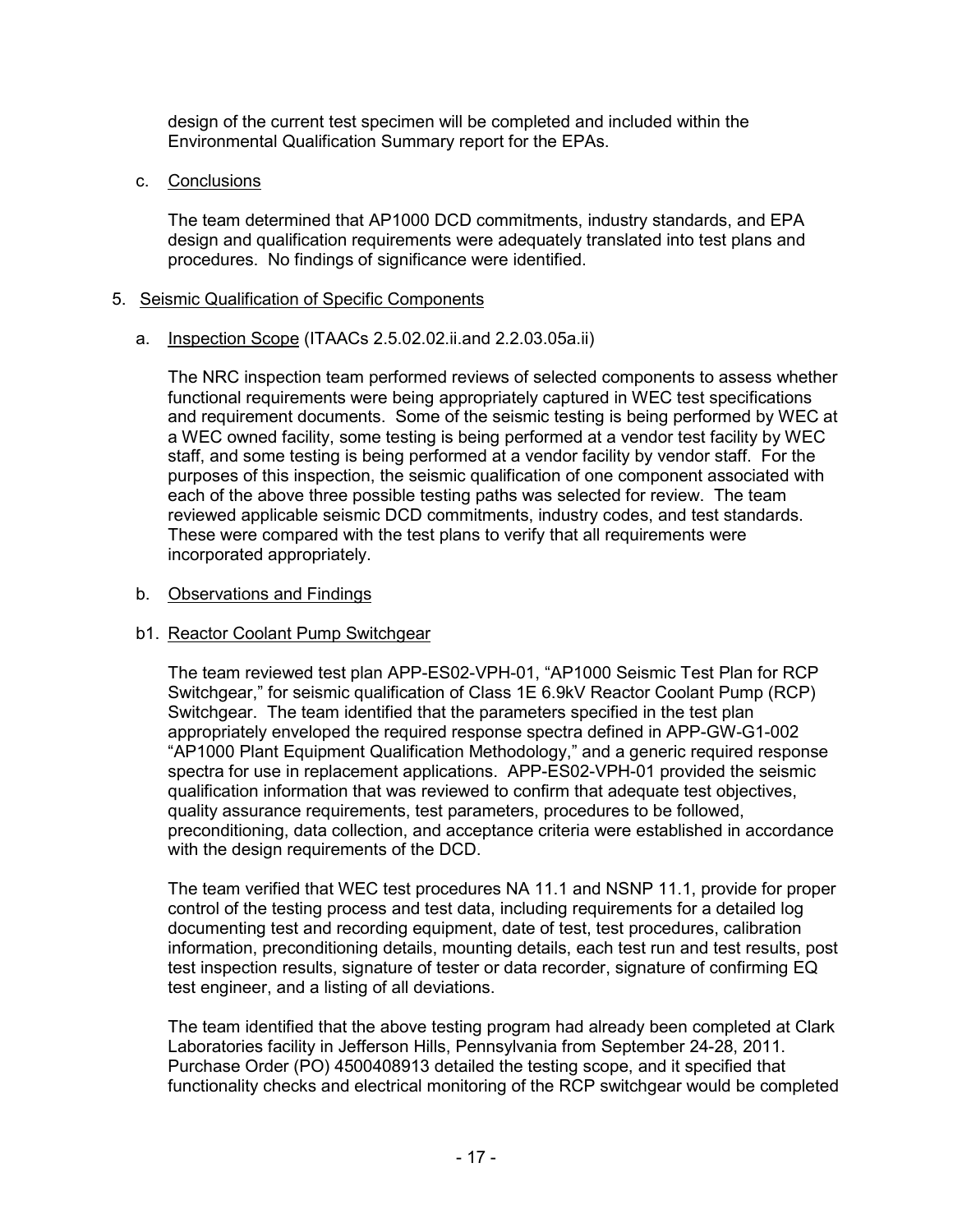design of the current test specimen will be completed and included within the Environmental Qualification Summary report for the EPAs.

c. Conclusions

The team determined that AP1000 DCD commitments, industry standards, and EPA design and qualification requirements were adequately translated into test plans and procedures. No findings of significance were identified.

5. Seismic Qualification of Specific Components

a. Inspection Scope (ITAACs 2.5.02.02.ii.and 2.2.03.05a.ii)

The NRC inspection team performed reviews of selected components to assess whether functional requirements were being appropriately captured in WEC test specifications and requirement documents. Some of the seismic testing is being performed by WEC at a WEC owned facility, some testing is being performed at a vendor test facility by WEC staff, and some testing is being performed at a vendor facility by vendor staff. For the purposes of this inspection, the seismic qualification of one component associated with each of the above three possible testing paths was selected for review. The team reviewed applicable seismic DCD commitments, industry codes, and test standards. These were compared with the test plans to verify that all requirements were incorporated appropriately.

b. Observations and Findings

b1. Reactor Coolant Pump Switchgear

The team reviewed test plan APP-ES02-VPH-01, "AP1000 Seismic Test Plan for RCP Switchgear," for seismic qualification of Class 1E 6.9kV Reactor Coolant Pump (RCP) Switchgear. The team identified that the parameters specified in the test plan appropriately enveloped the required response spectra defined in APP-GW-G1-002 "AP1000 Plant Equipment Qualification Methodology," and a generic required response spectra for use in replacement applications. APP-ES02-VPH-01 provided the seismic qualification information that was reviewed to confirm that adequate test objectives, quality assurance requirements, test parameters, procedures to be followed, preconditioning, data collection, and acceptance criteria were established in accordance with the design requirements of the DCD.

The team verified that WEC test procedures NA 11.1 and NSNP 11.1, provide for proper control of the testing process and test data, including requirements for a detailed log documenting test and recording equipment, date of test, test procedures, calibration information, preconditioning details, mounting details, each test run and test results, post test inspection results, signature of tester or data recorder, signature of confirming EQ test engineer, and a listing of all deviations.

The team identified that the above testing program had already been completed at Clark Laboratories facility in Jefferson Hills, Pennsylvania from September 24-28, 2011. Purchase Order (PO) 4500408913 detailed the testing scope, and it specified that functionality checks and electrical monitoring of the RCP switchgear would be completed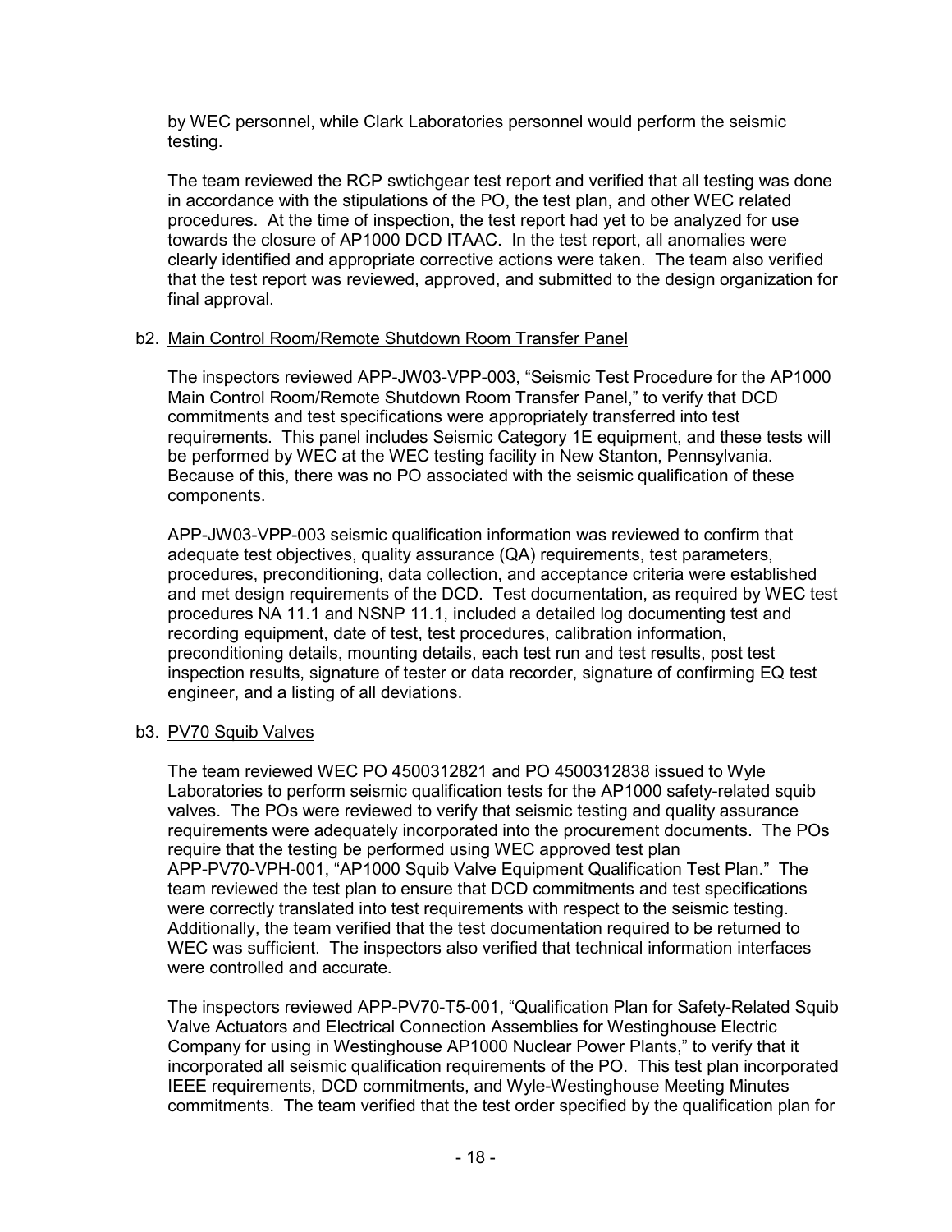by WEC personnel, while Clark Laboratories personnel would perform the seismic testing.

The team reviewed the RCP swtichgear test report and verified that all testing was done in accordance with the stipulations of the PO, the test plan, and other WEC related procedures. At the time of inspection, the test report had yet to be analyzed for use towards the closure of AP1000 DCD ITAAC. In the test report, all anomalies were clearly identified and appropriate corrective actions were taken. The team also verified that the test report was reviewed, approved, and submitted to the design organization for final approval.

b2. Main Control Room/Remote Shutdown Room Transfer Panel

The inspectors reviewed APP-JW03-VPP-003, "Seismic Test Procedure for the AP1000 Main Control Room/Remote Shutdown Room Transfer Panel," to verify that DCD commitments and test specifications were appropriately transferred into test requirements. This panel includes Seismic Category 1E equipment, and these tests will be performed by WEC at the WEC testing facility in New Stanton, Pennsylvania. Because of this, there was no PO associated with the seismic qualification of these components.

APP-JW03-VPP-003 seismic qualification information was reviewed to confirm that adequate test objectives, quality assurance (QA) requirements, test parameters, procedures, preconditioning, data collection, and acceptance criteria were established and met design requirements of the DCD. Test documentation, as required by WEC test procedures NA 11.1 and NSNP 11.1, included a detailed log documenting test and recording equipment, date of test, test procedures, calibration information, preconditioning details, mounting details, each test run and test results, post test inspection results, signature of tester or data recorder, signature of confirming EQ test engineer, and a listing of all deviations.

b3. PV70 Squib Valves

The team reviewed WEC PO 4500312821 and PO 4500312838 issued to Wyle Laboratories to perform seismic qualification tests for the AP1000 safety-related squib valves. The POs were reviewed to verify that seismic testing and quality assurance requirements were adequately incorporated into the procurement documents. The POs require that the testing be performed using WEC approved test plan APP-PV70-VPH-001, "AP1000 Squib Valve Equipment Qualification Test Plan." The team reviewed the test plan to ensure that DCD commitments and test specifications were correctly translated into test requirements with respect to the seismic testing. Additionally, the team verified that the test documentation required to be returned to WEC was sufficient. The inspectors also verified that technical information interfaces were controlled and accurate.

The inspectors reviewed APP-PV70-T5-001, "Qualification Plan for Safety-Related Squib Valve Actuators and Electrical Connection Assemblies for Westinghouse Electric Company for using in Westinghouse AP1000 Nuclear Power Plants," to verify that it incorporated all seismic qualification requirements of the PO. This test plan incorporated IEEE requirements, DCD commitments, and Wyle-Westinghouse Meeting Minutes commitments. The team verified that the test order specified by the qualification plan for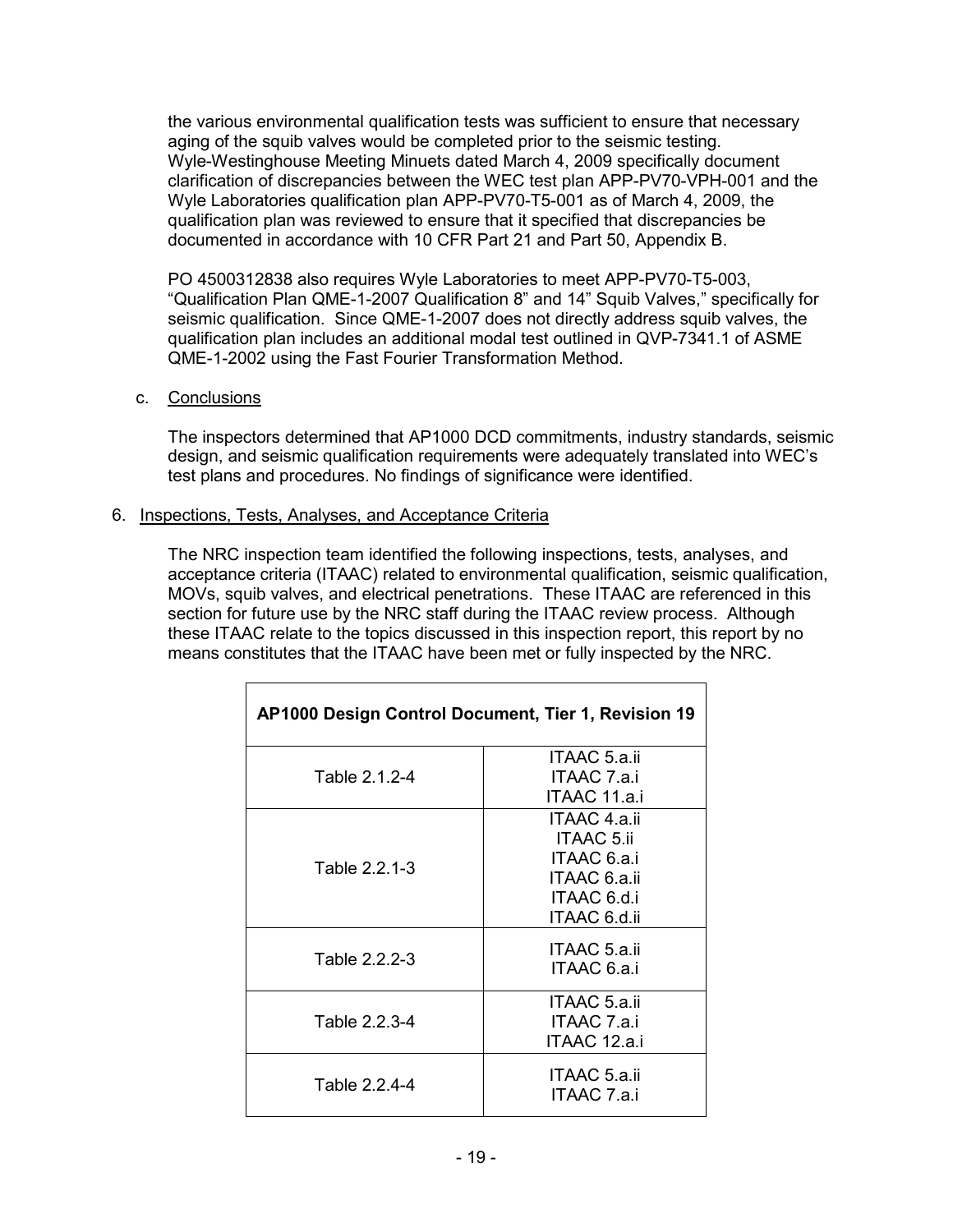the various environmental qualification tests was sufficient to ensure that necessary aging of the squib valves would be completed prior to the seismic testing. Wyle-Westinghouse Meeting Minuets dated March 4, 2009 specifically document clarification of discrepancies between the WEC test plan APP-PV70-VPH-001 and the Wyle Laboratories qualification plan APP-PV70-T5-001 as of March 4, 2009, the qualification plan was reviewed to ensure that it specified that discrepancies be documented in accordance with 10 CFR Part 21 and Part 50, Appendix B.

PO 4500312838 also requires Wyle Laboratories to meet APP-PV70-T5-003, "Qualification Plan QME-1-2007 Qualification 8" and 14" Squib Valves," specifically for seismic qualification. Since QME-1-2007 does not directly address squib valves, the qualification plan includes an additional modal test outlined in QVP-7341.1 of ASME QME-1-2002 using the Fast Fourier Transformation Method.

c. Conclusions

The inspectors determined that AP1000 DCD commitments, industry standards, seismic design, and seismic qualification requirements were adequately translated into WEC's test plans and procedures. No findings of significance were identified.

6. Inspections, Tests, Analyses, and Acceptance Criteria

The NRC inspection team identified the following inspections, tests, analyses, and acceptance criteria (ITAAC) related to environmental qualification, seismic qualification, MOVs, squib valves, and electrical penetrations. These ITAAC are referenced in this section for future use by the NRC staff during the ITAAC review process. Although these ITAAC relate to the topics discussed in this inspection report, this report by no means constitutes that the ITAAC have been met or fully inspected by the NRC.

| **AP1000 Design Control Document, Tier 1, Revision 19** | |
|---|---|
| Table 2.1.2-4 | ITAAC 5.a.ii<br>ITAAC 7.a.i<br>ITAAC 11.a.i |
| Table 2.2.1-3 | ITAAC 4.a.ii<br>ITAAC 5.ii<br>ITAAC 6.a.i<br>ITAAC 6.a.ii<br>ITAAC 6.d.i<br>ITAAC 6.d.ii |
| Table 2.2.2-3 | ITAAC 5.a.ii<br>ITAAC 6.a.i |
| Table 2.2.3-4 | ITAAC 5.a.ii<br>ITAAC 7.a.i<br>ITAAC 12.a.i |
| Table 2.2.4-4 | ITAAC 5.a.ii<br>ITAAC 7.a.i |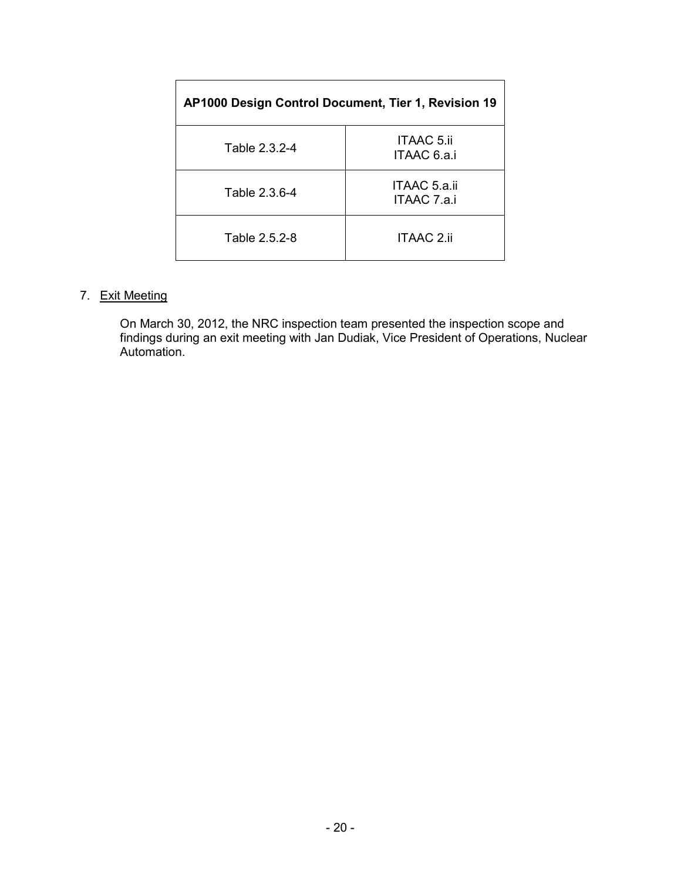| AP1000 Design Control Document, Tier 1, Revision 19 | |
|---|---|
| Table 2.3.2-4 | ITAAC 5.ii<br>ITAAC 6.a.i |
| Table 2.3.6-4 | ITAAC 5.a.ii<br>ITAAC 7.a.i |
| Table 2.5.2-8 | ITAAC 2.ii |

7. Exit Meeting

On March 30, 2012, the NRC inspection team presented the inspection scope and findings during an exit meeting with Jan Dudiak, Vice President of Operations, Nuclear Automation.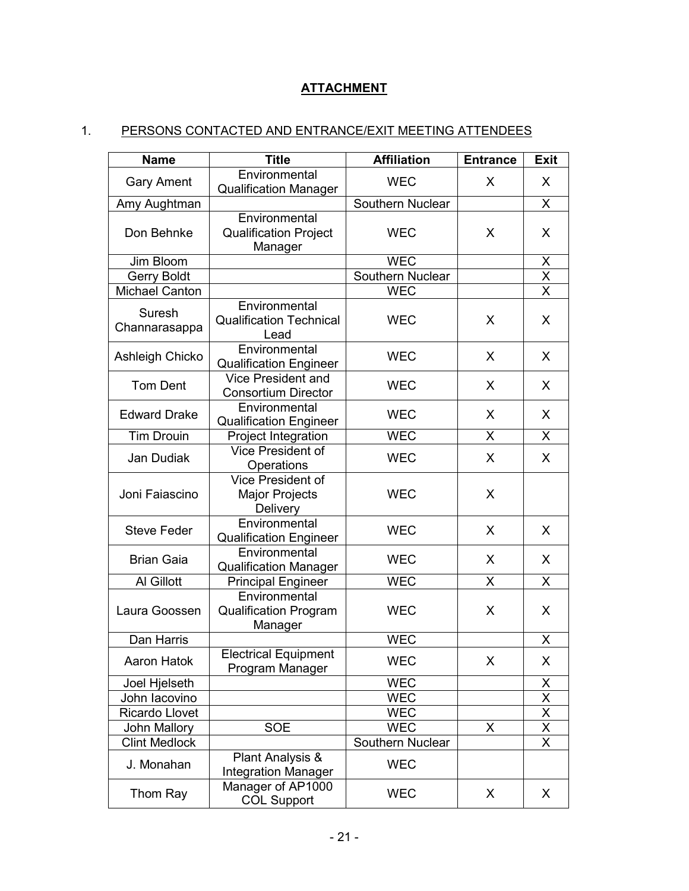## ATTACHMENT

1. PERSONS CONTACTED AND ENTRANCE/EXIT MEETING ATTENDEES

| Name | Title | Affiliation | Entrance | Exit |
|---|---|---|---|---|
| Gary Ament | Environmental Qualification Manager | WEC | X | X |
| Amy Aughtman | | Southern Nuclear | | X |
| Don Behnke | Environmental Qualification Project Manager | WEC | X | X |
| Jim Bloom | | WEC | | X |
| Gerry Boldt | | Southern Nuclear | | X |
| Michael Canton | | WEC | | X |
| Suresh Channarasappa | Environmental Qualification Technical Lead | WEC | X | X |
| Ashleigh Chicko | Environmental Qualification Engineer | WEC | X | X |
| Tom Dent | Vice President and Consortium Director | WEC | X | X |
| Edward Drake | Environmental Qualification Engineer | WEC | X | X |
| Tim Drouin | Project Integration | WEC | X | X |
| Jan Dudiak | Vice President of Operations | WEC | X | X |
| Joni Faiascino | Vice President of Major Projects Delivery | WEC | X | |
| Steve Feder | Environmental Qualification Engineer | WEC | X | X |
| Brian Gaia | Environmental Qualification Manager | WEC | X | X |
| Al Gillott | Principal Engineer | WEC | X | X |
| Laura Goossen | Environmental Qualification Program Manager | WEC | X | X |
| Dan Harris | | WEC | | X |
| Aaron Hatok | Electrical Equipment Program Manager | WEC | X | X |
| Joel Hjelseth | | WEC | | X |
| John Iacovino | | WEC | | X |
| Ricardo Llovet | | WEC | | X |
| John Mallory | SOE | WEC | X | X |
| Clint Medlock | | Southern Nuclear | | X |
| J. Monahan | Plant Analysis & Integration Manager | WEC | | |
| Thom Ray | Manager of AP1000 COL Support | WEC | X | X |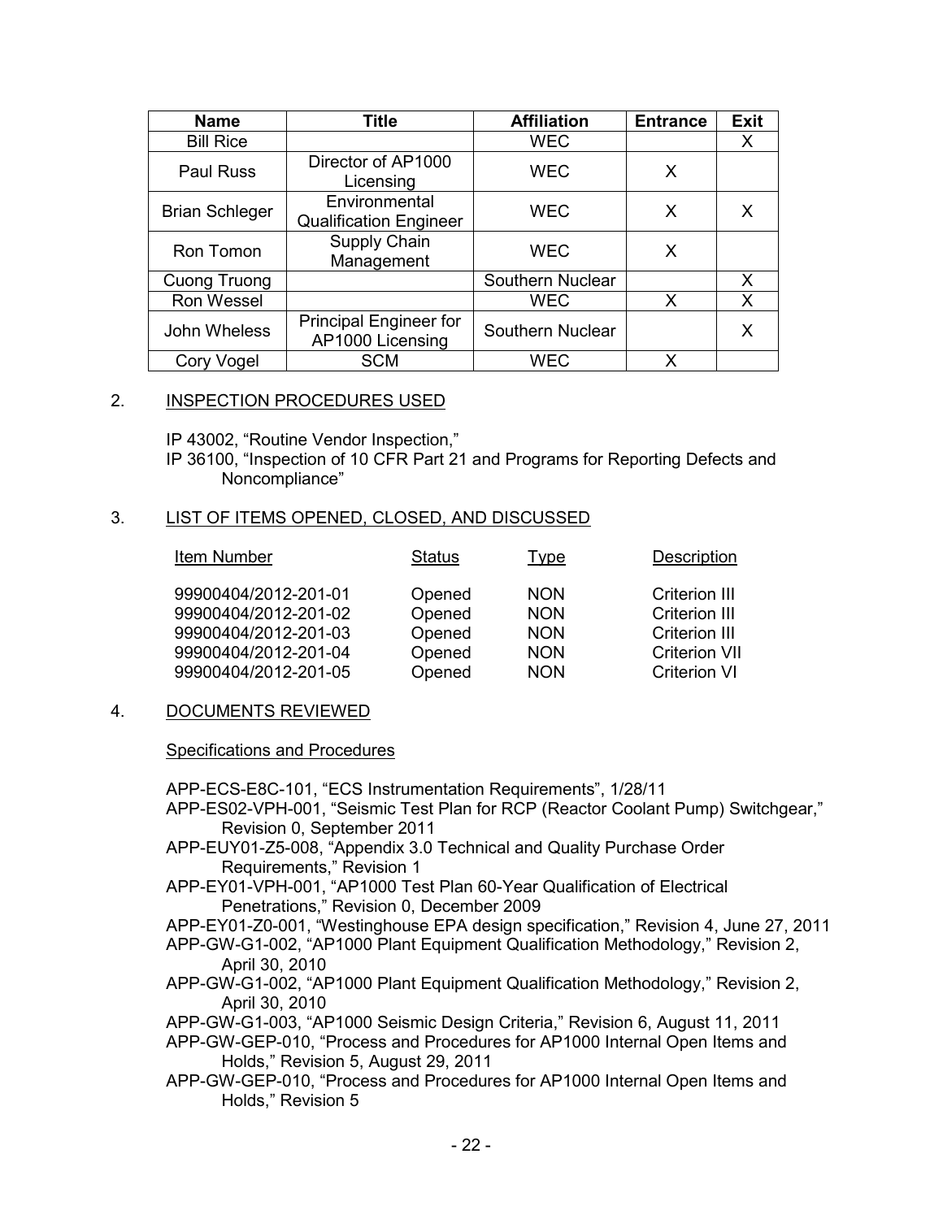| Name | Title | Affiliation | Entrance | Exit |
|---|---|---|---|---|
| Bill Rice | | WEC | | X |
| Paul Russ | Director of AP1000 Licensing | WEC | X | |
| Brian Schleger | Environmental Qualification Engineer | WEC | X | X |
| Ron Tomon | Supply Chain Management | WEC | X | |
| Cuong Truong | | Southern Nuclear | | X |
| Ron Wessel | | WEC | X | X |
| John Wheless | Principal Engineer for AP1000 Licensing | Southern Nuclear | | X |
| Cory Vogel | SCM | WEC | X | |

2. INSPECTION PROCEDURES USED

IP 43002, "Routine Vendor Inspection,"
IP 36100, "Inspection of 10 CFR Part 21 and Programs for Reporting Defects and Noncompliance"

3. LIST OF ITEMS OPENED, CLOSED, AND DISCUSSED

| Item Number | Status | Type | Description |
|---|---|---|---|
| 99900404/2012-201-01 | Opened | NON | Criterion III |
| 99900404/2012-201-02 | Opened | NON | Criterion III |
| 99900404/2012-201-03 | Opened | NON | Criterion III |
| 99900404/2012-201-04 | Opened | NON | Criterion VII |
| 99900404/2012-201-05 | Opened | NON | Criterion VI |

4. DOCUMENTS REVIEWED

Specifications and Procedures

APP-ECS-E8C-101, "ECS Instrumentation Requirements", 1/28/11
APP-ES02-VPH-001, "Seismic Test Plan for RCP (Reactor Coolant Pump) Switchgear," Revision 0, September 2011
APP-EUY01-Z5-008, "Appendix 3.0 Technical and Quality Purchase Order Requirements," Revision 1
APP-EY01-VPH-001, "AP1000 Test Plan 60-Year Qualification of Electrical Penetrations," Revision 0, December 2009
APP-EY01-Z0-001, "Westinghouse EPA design specification," Revision 4, June 27, 2011
APP-GW-G1-002, "AP1000 Plant Equipment Qualification Methodology," Revision 2, April 30, 2010
APP-GW-G1-002, "AP1000 Plant Equipment Qualification Methodology," Revision 2, April 30, 2010
APP-GW-G1-003, "AP1000 Seismic Design Criteria," Revision 6, August 11, 2011
APP-GW-GEP-010, "Process and Procedures for AP1000 Internal Open Items and Holds," Revision 5, August 29, 2011
APP-GW-GEP-010, "Process and Procedures for AP1000 Internal Open Items and Holds," Revision 5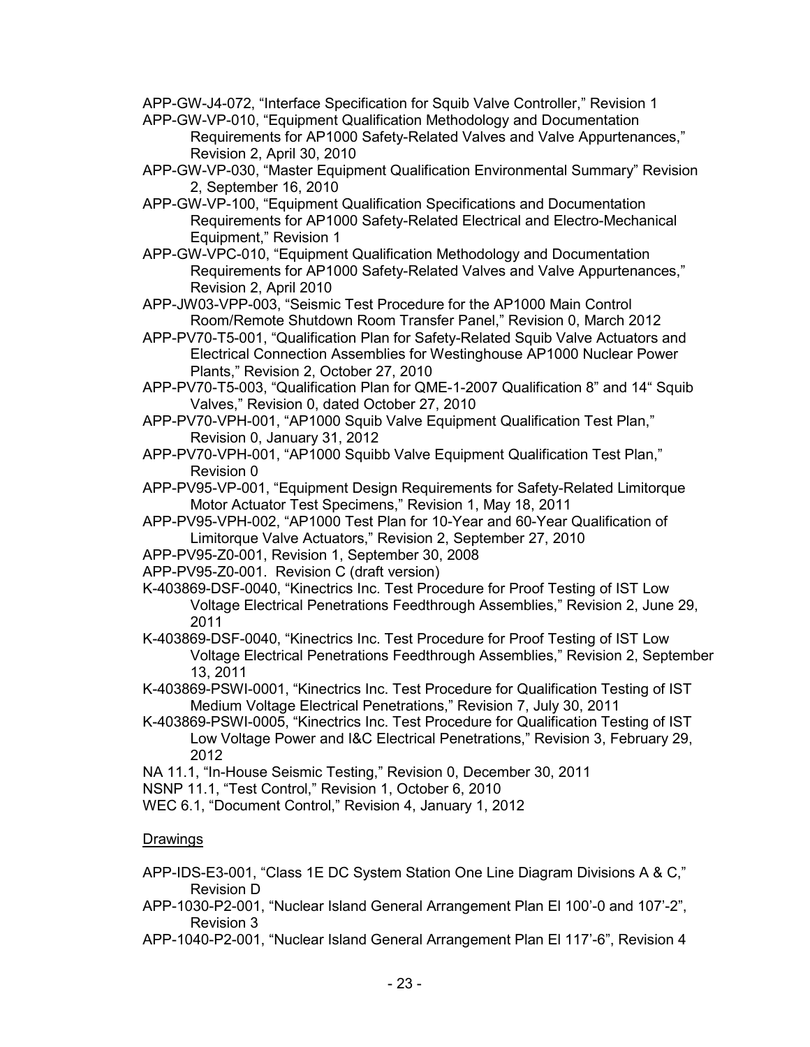APP-GW-J4-072, "Interface Specification for Squib Valve Controller," Revision 1

APP-GW-VP-010, "Equipment Qualification Methodology and Documentation Requirements for AP1000 Safety-Related Valves and Valve Appurtenances," Revision 2, April 30, 2010

APP-GW-VP-030, "Master Equipment Qualification Environmental Summary" Revision 2, September 16, 2010

APP-GW-VP-100, "Equipment Qualification Specifications and Documentation Requirements for AP1000 Safety-Related Electrical and Electro-Mechanical Equipment," Revision 1

APP-GW-VPC-010, "Equipment Qualification Methodology and Documentation Requirements for AP1000 Safety-Related Valves and Valve Appurtenances," Revision 2, April 2010

APP-JW03-VPP-003, "Seismic Test Procedure for the AP1000 Main Control Room/Remote Shutdown Room Transfer Panel," Revision 0, March 2012

APP-PV70-T5-001, "Qualification Plan for Safety-Related Squib Valve Actuators and Electrical Connection Assemblies for Westinghouse AP1000 Nuclear Power Plants," Revision 2, October 27, 2010

APP-PV70-T5-003, "Qualification Plan for QME-1-2007 Qualification 8" and 14" Squib Valves," Revision 0, dated October 27, 2010

APP-PV70-VPH-001, "AP1000 Squib Valve Equipment Qualification Test Plan," Revision 0, January 31, 2012

APP-PV70-VPH-001, "AP1000 Squibb Valve Equipment Qualification Test Plan," Revision 0

APP-PV95-VP-001, "Equipment Design Requirements for Safety-Related Limitorque Motor Actuator Test Specimens," Revision 1, May 18, 2011

APP-PV95-VPH-002, "AP1000 Test Plan for 10-Year and 60-Year Qualification of Limitorque Valve Actuators," Revision 2, September 27, 2010

APP-PV95-Z0-001, Revision 1, September 30, 2008

APP-PV95-Z0-001. Revision C (draft version)

K-403869-DSF-0040, "Kinectrics Inc. Test Procedure for Proof Testing of IST Low Voltage Electrical Penetrations Feedthrough Assemblies," Revision 2, June 29, 2011

K-403869-DSF-0040, "Kinectrics Inc. Test Procedure for Proof Testing of IST Low Voltage Electrical Penetrations Feedthrough Assemblies," Revision 2, September 13, 2011

K-403869-PSWI-0001, "Kinectrics Inc. Test Procedure for Qualification Testing of IST Medium Voltage Electrical Penetrations," Revision 7, July 30, 2011

K-403869-PSWI-0005, "Kinectrics Inc. Test Procedure for Qualification Testing of IST Low Voltage Power and I&C Electrical Penetrations," Revision 3, February 29, 2012

NA 11.1, "In-House Seismic Testing," Revision 0, December 30, 2011

NSNP 11.1, "Test Control," Revision 1, October 6, 2010

WEC 6.1, "Document Control," Revision 4, January 1, 2012

Drawings

APP-IDS-E3-001, "Class 1E DC System Station One Line Diagram Divisions A & C," Revision D

APP-1030-P2-001, "Nuclear Island General Arrangement Plan El 100'-0 and 107'-2", Revision 3

APP-1040-P2-001, "Nuclear Island General Arrangement Plan El 117'-6", Revision 4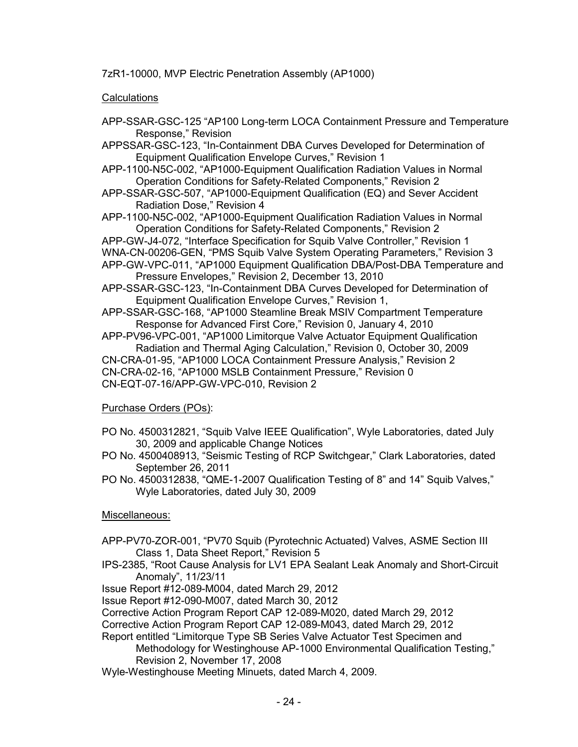7zR1-10000, MVP Electric Penetration Assembly (AP1000)

Calculations

APP-SSAR-GSC-125 "AP100 Long-term LOCA Containment Pressure and Temperature Response," Revision

APPSSAR-GSC-123, "In-Containment DBA Curves Developed for Determination of Equipment Qualification Envelope Curves," Revision 1

APP-1100-N5C-002, "AP1000-Equipment Qualification Radiation Values in Normal Operation Conditions for Safety-Related Components," Revision 2

APP-SSAR-GSC-507, "AP1000-Equipment Qualification (EQ) and Sever Accident Radiation Dose," Revision 4

APP-1100-N5C-002, "AP1000-Equipment Qualification Radiation Values in Normal Operation Conditions for Safety-Related Components," Revision 2

APP-GW-J4-072, "Interface Specification for Squib Valve Controller," Revision 1

WNA-CN-00206-GEN, "PMS Squib Valve System Operating Parameters," Revision 3

APP-GW-VPC-011, "AP1000 Equipment Qualification DBA/Post-DBA Temperature and Pressure Envelopes," Revision 2, December 13, 2010

APP-SSAR-GSC-123, "In-Containment DBA Curves Developed for Determination of Equipment Qualification Envelope Curves," Revision 1,

APP-SSAR-GSC-168, "AP1000 Steamline Break MSIV Compartment Temperature Response for Advanced First Core," Revision 0, January 4, 2010

APP-PV96-VPC-001, "AP1000 Limitorque Valve Actuator Equipment Qualification Radiation and Thermal Aging Calculation," Revision 0, October 30, 2009

CN-CRA-01-95, "AP1000 LOCA Containment Pressure Analysis," Revision 2

CN-CRA-02-16, "AP1000 MSLB Containment Pressure," Revision 0

CN-EQT-07-16/APP-GW-VPC-010, Revision 2

Purchase Orders (POs):

PO No. 4500312821, "Squib Valve IEEE Qualification", Wyle Laboratories, dated July 30, 2009 and applicable Change Notices

PO No. 4500408913, "Seismic Testing of RCP Switchgear," Clark Laboratories, dated September 26, 2011

PO No. 4500312838, "QME-1-2007 Qualification Testing of 8" and 14" Squib Valves," Wyle Laboratories, dated July 30, 2009

Miscellaneous:

APP-PV70-ZOR-001, "PV70 Squib (Pyrotechnic Actuated) Valves, ASME Section III Class 1, Data Sheet Report," Revision 5

IPS-2385, "Root Cause Analysis for LV1 EPA Sealant Leak Anomaly and Short-Circuit Anomaly", 11/23/11

Issue Report #12-089-M004, dated March 29, 2012

Issue Report #12-090-M007, dated March 30, 2012

Corrective Action Program Report CAP 12-089-M020, dated March 29, 2012

Corrective Action Program Report CAP 12-089-M043, dated March 29, 2012

Report entitled "Limitorque Type SB Series Valve Actuator Test Specimen and Methodology for Westinghouse AP-1000 Environmental Qualification Testing," Revision 2, November 17, 2008

Wyle-Westinghouse Meeting Minuets, dated March 4, 2009.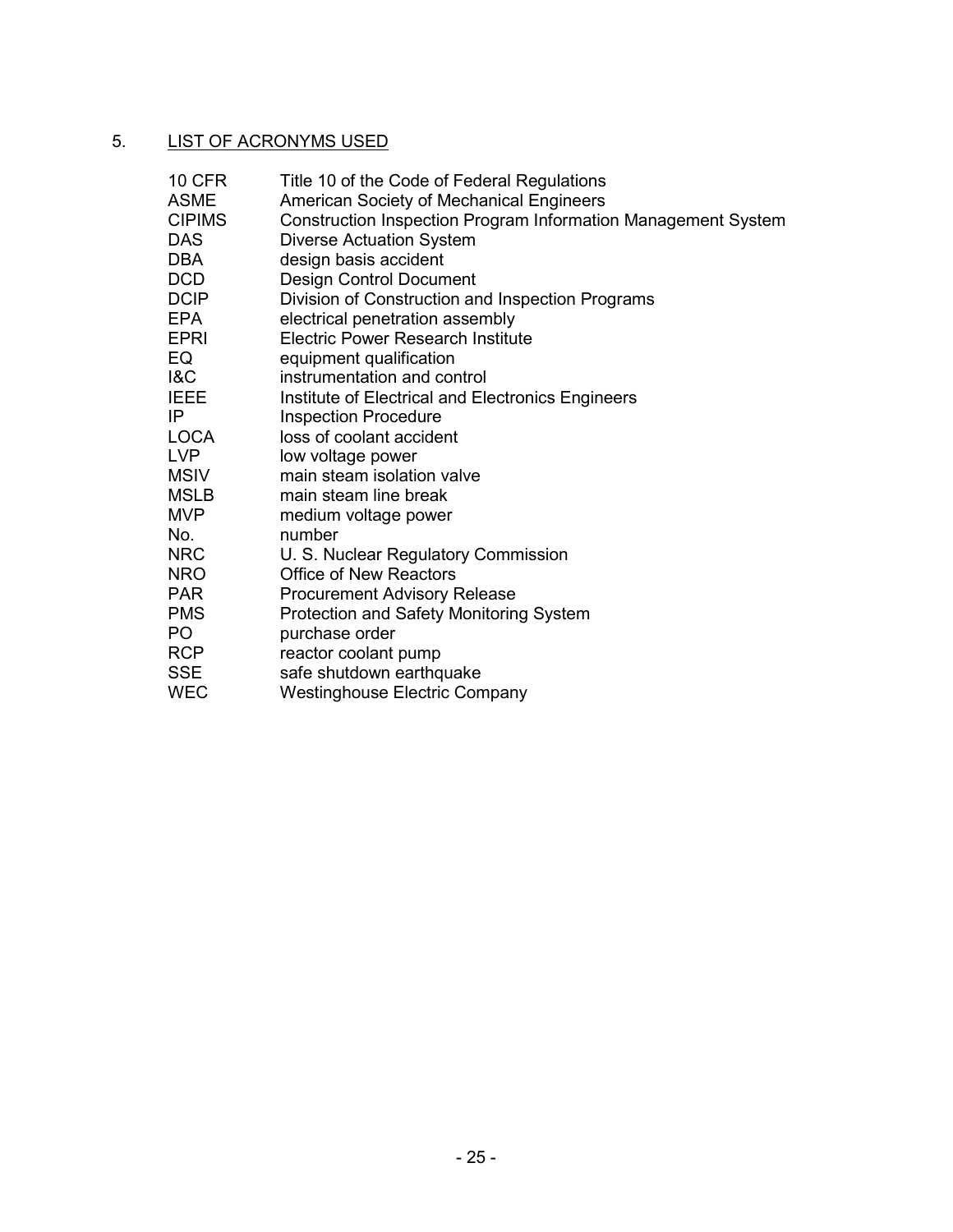## 5. LIST OF ACRONYMS USED

| | |
|---|---|
| 10 CFR | Title 10 of the Code of Federal Regulations |
| ASME | American Society of Mechanical Engineers |
| CIPIMS | Construction Inspection Program Information Management System |
| DAS | Diverse Actuation System |
| DBA | design basis accident |
| DCD | Design Control Document |
| DCIP | Division of Construction and Inspection Programs |
| EPA | electrical penetration assembly |
| EPRI | Electric Power Research Institute |
| EQ | equipment qualification |
| I&C | instrumentation and control |
| IEEE | Institute of Electrical and Electronics Engineers |
| IP | Inspection Procedure |
| LOCA | loss of coolant accident |
| LVP | low voltage power |
| MSIV | main steam isolation valve |
| MSLB | main steam line break |
| MVP | medium voltage power |
| No. | number |
| NRC | U. S. Nuclear Regulatory Commission |
| NRO | Office of New Reactors |
| PAR | Procurement Advisory Release |
| PMS | Protection and Safety Monitoring System |
| PO | purchase order |
| RCP | reactor coolant pump |
| SSE | safe shutdown earthquake |
| WEC | Westinghouse Electric Company |